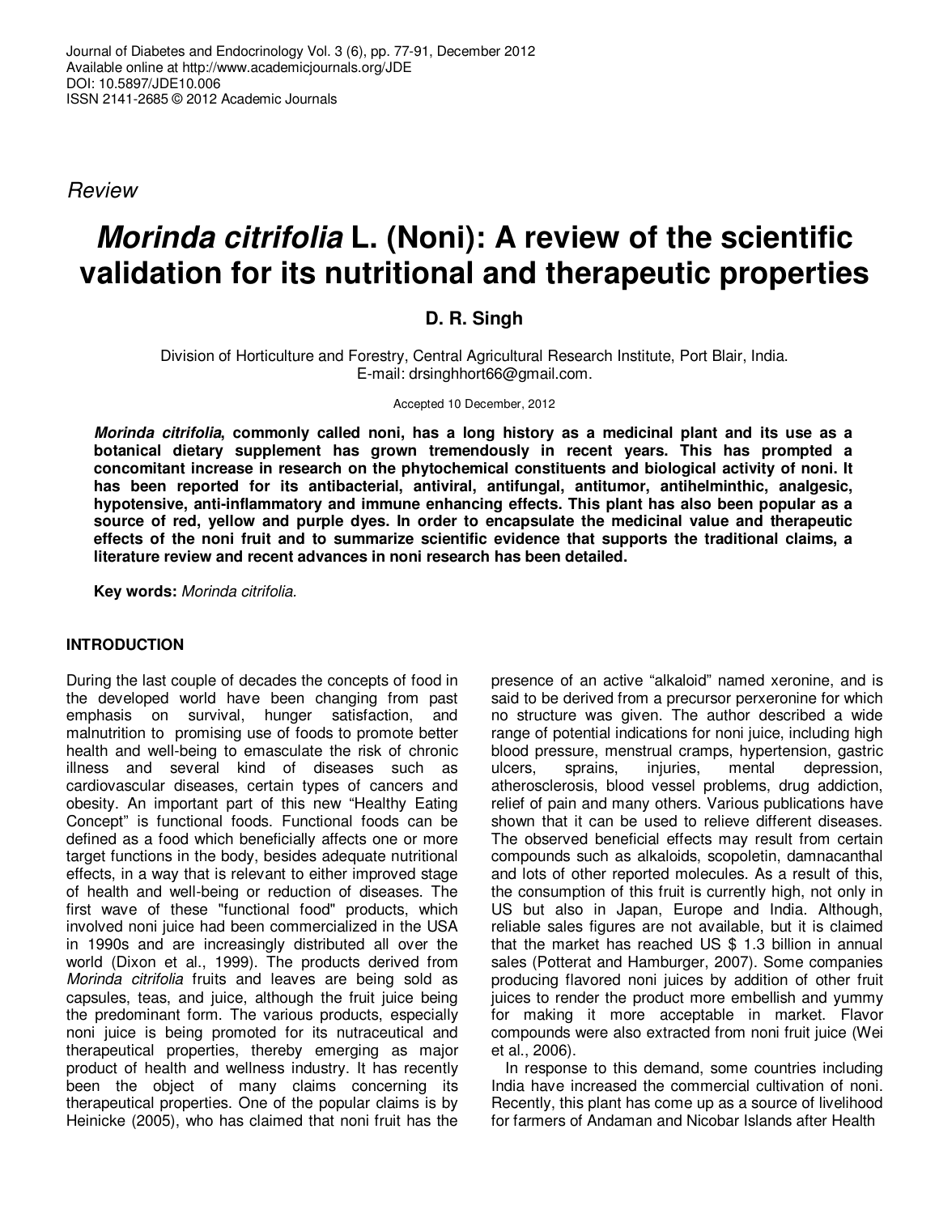Journal of Diabetes and Endocrinology Vol. 3 (6), pp. 77-91, December 2012
Available online at http://www.academicjournals.org/JDE
DOI: 10.5897/JDE10.006
ISSN 2141-2685 © 2012 Academic Journals

*Review*

# *Morinda citrifolia* L. (Noni): A review of the scientific validation for its nutritional and therapeutic properties

**D. R. Singh**

Division of Horticulture and Forestry, Central Agricultural Research Institute, Port Blair, India.
E-mail: drsinghhort66@gmail.com.

Accepted 10 December, 2012

***Morinda citrifolia*, commonly called noni, has a long history as a medicinal plant and its use as a botanical dietary supplement has grown tremendously in recent years. This has prompted a concomitant increase in research on the phytochemical constituents and biological activity of noni. It has been reported for its antibacterial, antiviral, antifungal, antitumor, antihelminthic, analgesic, hypotensive, anti-inflammatory and immune enhancing effects. This plant has also been popular as a source of red, yellow and purple dyes. In order to encapsulate the medicinal value and therapeutic effects of the noni fruit and to summarize scientific evidence that supports the traditional claims, a literature review and recent advances in noni research has been detailed.**

**Key words:** *Morinda citrifolia.*

## INTRODUCTION

During the last couple of decades the concepts of food in the developed world have been changing from past emphasis on survival, hunger satisfaction, and malnutrition to promising use of foods to promote better health and well-being to emasculate the risk of chronic illness and several kind of diseases such as cardiovascular diseases, certain types of cancers and obesity. An important part of this new "Healthy Eating Concept" is functional foods. Functional foods can be defined as a food which beneficially affects one or more target functions in the body, besides adequate nutritional effects, in a way that is relevant to either improved stage of health and well-being or reduction of diseases. The first wave of these "functional food" products, which involved noni juice had been commercialized in the USA in 1990s and are increasingly distributed all over the world (Dixon et al., 1999). The products derived from *Morinda citrifolia* fruits and leaves are being sold as capsules, teas, and juice, although the fruit juice being the predominant form. The various products, especially noni juice is being promoted for its nutraceutical and therapeutical properties, thereby emerging as major product of health and wellness industry. It has recently been the object of many claims concerning its therapeutical properties. One of the popular claims is by Heinicke (2005), who has claimed that noni fruit has the presence of an active "alkaloid" named xeronine, and is said to be derived from a precursor perxeronine for which no structure was given. The author described a wide range of potential indications for noni juice, including high blood pressure, menstrual cramps, hypertension, gastric ulcers, sprains, injuries, mental depression, atherosclerosis, blood vessel problems, drug addiction, relief of pain and many others. Various publications have shown that it can be used to relieve different diseases. The observed beneficial effects may result from certain compounds such as alkaloids, scopoletin, damnacanthal and lots of other reported molecules. As a result of this, the consumption of this fruit is currently high, not only in US but also in Japan, Europe and India. Although, reliable sales figures are not available, but it is claimed that the market has reached US $ 1.3 billion in annual sales (Potterat and Hamburger, 2007). Some companies producing flavored noni juices by addition of other fruit juices to render the product more embellish and yummy for making it more acceptable in market. Flavor compounds were also extracted from noni fruit juice (Wei et al., 2006).

In response to this demand, some countries including India have increased the commercial cultivation of noni. Recently, this plant has come up as a source of livelihood for farmers of Andaman and Nicobar Islands after Health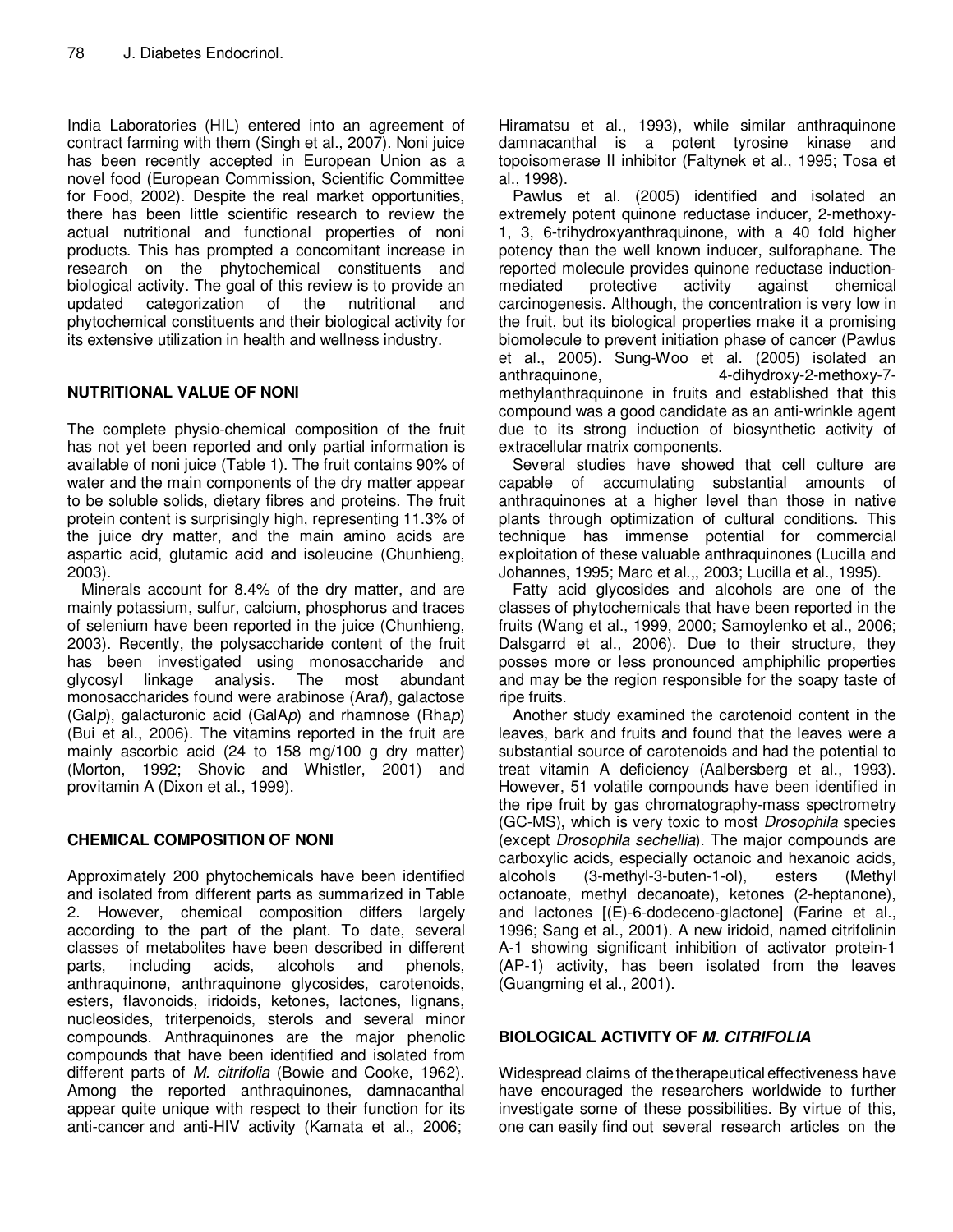India Laboratories (HIL) entered into an agreement of contract farming with them (Singh et al., 2007). Noni juice has been recently accepted in European Union as a novel food (European Commission, Scientific Committee for Food, 2002). Despite the real market opportunities, there has been little scientific research to review the actual nutritional and functional properties of noni products. This has prompted a concomitant increase in research on the phytochemical constituents and biological activity. The goal of this review is to provide an updated categorization of the nutritional and phytochemical constituents and their biological activity for its extensive utilization in health and wellness industry.

## NUTRITIONAL VALUE OF NONI

The complete physio-chemical composition of the fruit has not yet been reported and only partial information is available of noni juice (Table 1). The fruit contains 90% of water and the main components of the dry matter appear to be soluble solids, dietary fibres and proteins. The fruit protein content is surprisingly high, representing 11.3% of the juice dry matter, and the main amino acids are aspartic acid, glutamic acid and isoleucine (Chunhieng, 2003).

Minerals account for 8.4% of the dry matter, and are mainly potassium, sulfur, calcium, phosphorus and traces of selenium have been reported in the juice (Chunhieng, 2003). Recently, the polysaccharide content of the fruit has been investigated using monosaccharide and glycosyl linkage analysis. The most abundant monosaccharides found were arabinose (Ara*f*), galactose (Gal*p*), galacturonic acid (GalA*p*) and rhamnose (Rha*p*) (Bui et al., 2006). The vitamins reported in the fruit are mainly ascorbic acid (24 to 158 mg/100 g dry matter) (Morton, 1992; Shovic and Whistler, 2001) and provitamin A (Dixon et al., 1999).

## CHEMICAL COMPOSITION OF NONI

Approximately 200 phytochemicals have been identified and isolated from different parts as summarized in Table 2. However, chemical composition differs largely according to the part of the plant. To date, several classes of metabolites have been described in different parts, including acids, alcohols and phenols, anthraquinone, anthraquinone glycosides, carotenoids, esters, flavonoids, iridoids, ketones, lactones, lignans, nucleosides, triterpenoids, sterols and several minor compounds. Anthraquinones are the major phenolic compounds that have been identified and isolated from different parts of *M. citrifolia* (Bowie and Cooke, 1962). Among the reported anthraquinones, damnacanthal appear quite unique with respect to their function for its anti-cancer and anti-HIV activity (Kamata et al., 2006; Hiramatsu et al., 1993), while similar anthraquinone damnacanthal is a potent tyrosine kinase and topoisomerase II inhibitor (Faltynek et al., 1995; Tosa et al., 1998).

Pawlus et al. (2005) identified and isolated an extremely potent quinone reductase inducer, 2-methoxy-1, 3, 6-trihydroxyanthraquinone, with a 40 fold higher potency than the well known inducer, sulforaphane. The reported molecule provides quinone reductase induction-mediated protective activity against chemical carcinogenesis. Although, the concentration is very low in the fruit, but its biological properties make it a promising biomolecule to prevent initiation phase of cancer (Pawlus et al., 2005). Sung-Woo et al. (2005) isolated an anthraquinone, 4-dihydroxy-2-methoxy-7-methylanthraquinone in fruits and established that this compound was a good candidate as an anti-wrinkle agent due to its strong induction of biosynthetic activity of extracellular matrix components.

Several studies have showed that cell culture are capable of accumulating substantial amounts of anthraquinones at a higher level than those in native plants through optimization of cultural conditions. This technique has immense potential for commercial exploitation of these valuable anthraquinones (Lucilla and Johannes, 1995; Marc et al.,, 2003; Lucilla et al., 1995).

Fatty acid glycosides and alcohols are one of the classes of phytochemicals that have been reported in the fruits (Wang et al., 1999, 2000; Samoylenko et al., 2006; Dalsgarrd et al., 2006). Due to their structure, they posses more or less pronounced amphiphilic properties and may be the region responsible for the soapy taste of ripe fruits.

Another study examined the carotenoid content in the leaves, bark and fruits and found that the leaves were a substantial source of carotenoids and had the potential to treat vitamin A deficiency (Aalbersberg et al., 1993). However, 51 volatile compounds have been identified in the ripe fruit by gas chromatography-mass spectrometry (GC-MS), which is very toxic to most *Drosophila* species (except *Drosophila sechellia*). The major compounds are carboxylic acids, especially octanoic and hexanoic acids, alcohols (3-methyl-3-buten-1-ol), esters (Methyl octanoate, methyl decanoate), ketones (2-heptanone), and lactones [(E)-6-dodeceno-glactone] (Farine et al., 1996; Sang et al., 2001). A new iridoid, named citrifolinin A-1 showing significant inhibition of activator protein-1 (AP-1) activity, has been isolated from the leaves (Guangming et al., 2001).

## BIOLOGICAL ACTIVITY OF *M. CITRIFOLIA*

Widespread claims of the therapeutical effectiveness have have encouraged the researchers worldwide to further investigate some of these possibilities. By virtue of this, one can easily find out several research articles on the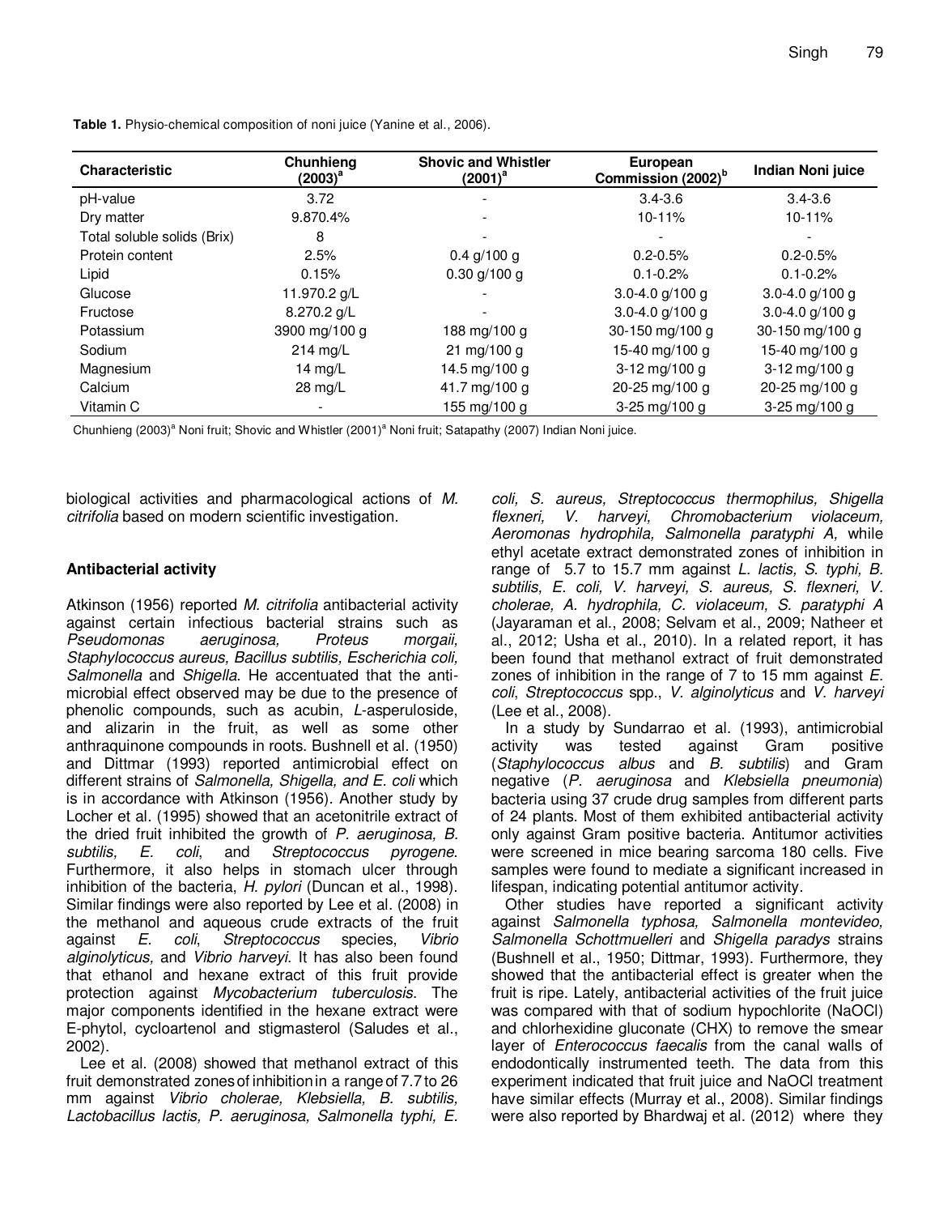**Table 1.** Physio-chemical composition of noni juice (Yanine et al., 2006).

| Characteristic | Chunhieng (2003)[a] | Shovic and Whistler (2001)[a] | European Commission (2002)[b] | Indian Noni juice |
|---|---|---|---|---|
| pH-value | 3.72 | - | 3.4-3.6 | 3.4-3.6 |
| Dry matter | 9.870.4% | - | 10-11% | 10-11% |
| Total soluble solids (Brix) | 8 | - | - | - |
| Protein content | 2.5% | 0.4 g/100 g | 0.2-0.5% | 0.2-0.5% |
| Lipid | 0.15% | 0.30 g/100 g | 0.1-0.2% | 0.1-0.2% |
| Glucose | 11.970.2 g/L | - | 3.0-4.0 g/100 g | 3.0-4.0 g/100 g |
| Fructose | 8.270.2 g/L | - | 3.0-4.0 g/100 g | 3.0-4.0 g/100 g |
| Potassium | 3900 mg/100 g | 188 mg/100 g | 30-150 mg/100 g | 30-150 mg/100 g |
| Sodium | 214 mg/L | 21 mg/100 g | 15-40 mg/100 g | 15-40 mg/100 g |
| Magnesium | 14 mg/L | 14.5 mg/100 g | 3-12 mg/100 g | 3-12 mg/100 g |
| Calcium | 28 mg/L | 41.7 mg/100 g | 20-25 mg/100 g | 20-25 mg/100 g |
| Vitamin C | - | 155 mg/100 g | 3-25 mg/100 g | 3-25 mg/100 g |

Chunhieng (2003)[a] Noni fruit; Shovic and Whistler (2001)[a] Noni fruit; Satapathy (2007) Indian Noni juice.

biological activities and pharmacological actions of *M. citrifolia* based on modern scientific investigation.

### Antibacterial activity

Atkinson (1956) reported *M. citrifolia* antibacterial activity against certain infectious bacterial strains such as *Pseudomonas aeruginosa, Proteus morgaii, Staphylococcus aureus, Bacillus subtilis, Escherichia coli, Salmonella* and *Shigella*. He accentuated that the anti-microbial effect observed may be due to the presence of phenolic compounds, such as acubin, *L*-asperuloside, and alizarin in the fruit, as well as some other anthraquinone compounds in roots. Bushnell et al. (1950) and Dittmar (1993) reported antimicrobial effect on different strains of *Salmonella, Shigella, and E. coli* which is in accordance with Atkinson (1956). Another study by Locher et al. (1995) showed that an acetonitrile extract of the dried fruit inhibited the growth of *P. aeruginosa, B. subtilis, E. coli*, and *Streptococcus pyrogene*. Furthermore, it also helps in stomach ulcer through inhibition of the bacteria, *H. pylori* (Duncan et al., 1998). Similar findings were also reported by Lee et al. (2008) in the methanol and aqueous crude extracts of the fruit against *E. coli, Streptococcus* species, *Vibrio alginolyticus,* and *Vibrio harveyi*. It has also been found that ethanol and hexane extract of this fruit provide protection against *Mycobacterium tuberculosis*. The major components identified in the hexane extract were E-phytol, cycloartenol and stigmasterol (Saludes et al., 2002).

Lee et al. (2008) showed that methanol extract of this fruit demonstrated zones of inhibition in a range of 7.7 to 26 mm against *Vibrio cholerae, Klebsiella, B. subtilis, Lactobacillus lactis, P. aeruginosa, Salmonella typhi, E. coli, S. aureus, Streptococcus thermophilus, Shigella flexneri, V. harveyi, Chromobacterium violaceum, Aeromonas hydrophila, Salmonella paratyphi A,* while ethyl acetate extract demonstrated zones of inhibition in range of 5.7 to 15.7 mm against *L. lactis, S. typhi, B. subtilis, E. coli, V. harveyi, S. aureus, S. flexneri, V. cholerae, A. hydrophila, C. violaceum, S. paratyphi A* (Jayaraman et al., 2008; Selvam et al., 2009; Natheer et al., 2012; Usha et al., 2010). In a related report, it has been found that methanol extract of fruit demonstrated zones of inhibition in the range of 7 to 15 mm against *E. coli*, *Streptococcus* spp., *V. alginolyticus* and *V. harveyi* (Lee et al., 2008).

In a study by Sundarrao et al. (1993), antimicrobial activity was tested against Gram positive (*Staphylococcus albus* and *B. subtilis*) and Gram negative (*P. aeruginosa* and *Klebsiella pneumonia*) bacteria using 37 crude drug samples from different parts of 24 plants. Most of them exhibited antibacterial activity only against Gram positive bacteria. Antitumor activities were screened in mice bearing sarcoma 180 cells. Five samples were found to mediate a significant increased in lifespan, indicating potential antitumor activity.

Other studies have reported a significant activity against *Salmonella typhosa, Salmonella montevideo, Salmonella Schottmuelleri* and *Shigella paradys* strains (Bushnell et al., 1950; Dittmar, 1993). Furthermore, they showed that the antibacterial effect is greater when the fruit is ripe. Lately, antibacterial activities of the fruit juice was compared with that of sodium hypochlorite (NaOCl) and chlorhexidine gluconate (CHX) to remove the smear layer of *Enterococcus faecalis* from the canal walls of endodontically instrumented teeth. The data from this experiment indicated that fruit juice and NaOCl treatment have similar effects (Murray et al., 2008). Similar findings were also reported by Bhardwaj et al. (2012) where they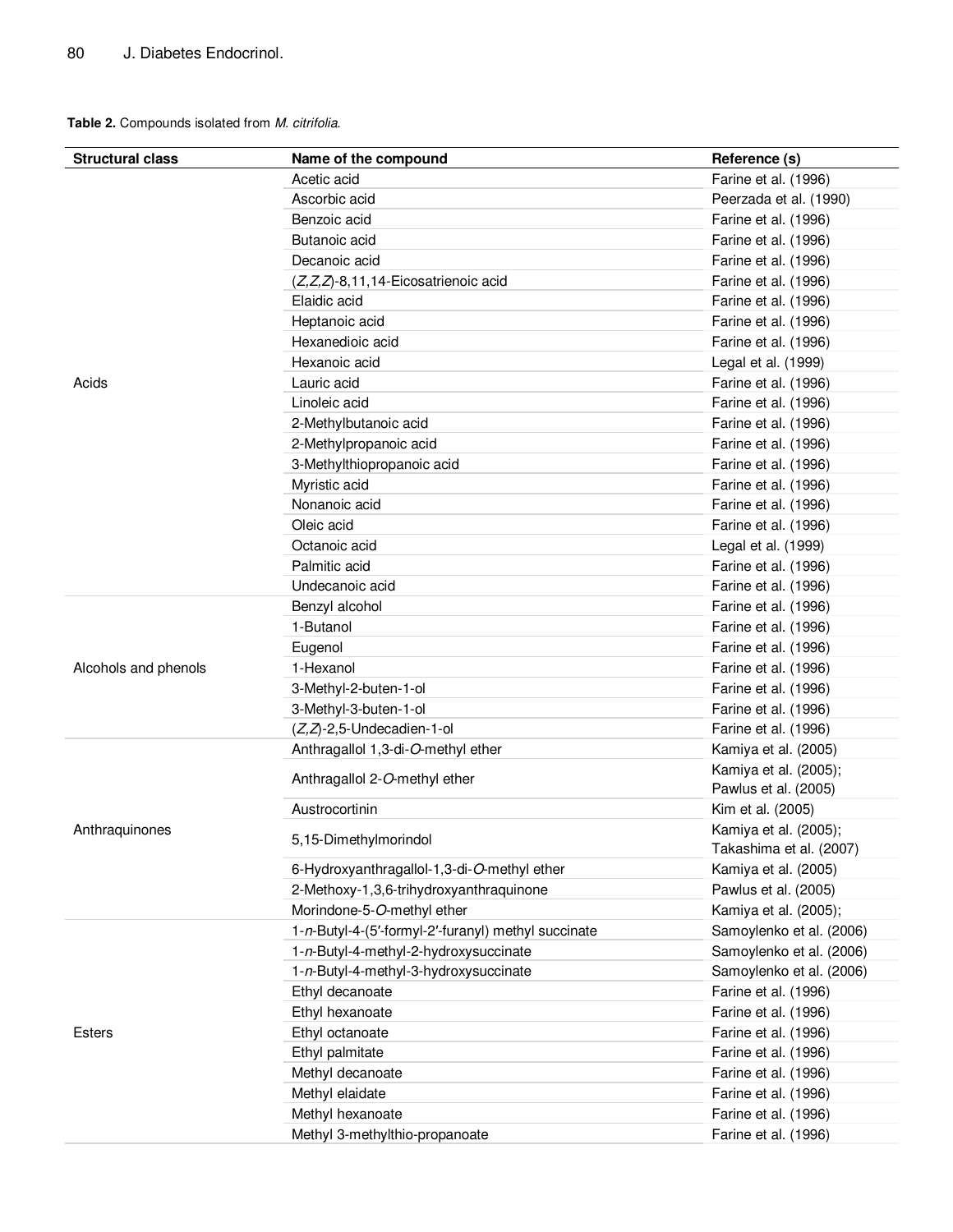**Table 2.** Compounds isolated from *M. citrifolia*.

| Structural class | Name of the compound | Reference (s) |
|---|---|---|
| Acids | Acetic acid | Farine et al. (1996) |
| | Ascorbic acid | Peerzada et al. (1990) |
| | Benzoic acid | Farine et al. (1996) |
| | Butanoic acid | Farine et al. (1996) |
| | Decanoic acid | Farine et al. (1996) |
| | (*Z,Z,Z*)-8,11,14-Eicosatrienoic acid | Farine et al. (1996) |
| | Elaidic acid | Farine et al. (1996) |
| | Heptanoic acid | Farine et al. (1996) |
| | Hexanedioic acid | Farine et al. (1996) |
| | Hexanoic acid | Legal et al. (1999) |
| | Lauric acid | Farine et al. (1996) |
| | Linoleic acid | Farine et al. (1996) |
| | 2-Methylbutanoic acid | Farine et al. (1996) |
| | 2-Methylpropanoic acid | Farine et al. (1996) |
| | 3-Methylthiopropanoic acid | Farine et al. (1996) |
| | Myristic acid | Farine et al. (1996) |
| | Nonanoic acid | Farine et al. (1996) |
| | Oleic acid | Farine et al. (1996) |
| | Octanoic acid | Legal et al. (1999) |
| | Palmitic acid | Farine et al. (1996) |
| | Undecanoic acid | Farine et al. (1996) |
| Alcohols and phenols | Benzyl alcohol | Farine et al. (1996) |
| | 1-Butanol | Farine et al. (1996) |
| | Eugenol | Farine et al. (1996) |
| | 1-Hexanol | Farine et al. (1996) |
| | 3-Methyl-2-buten-1-ol | Farine et al. (1996) |
| | 3-Methyl-3-buten-1-ol | Farine et al. (1996) |
| | (*Z,Z*)-2,5-Undecadien-1-ol | Farine et al. (1996) |
| Anthraquinones | Anthragallol 1,3-di-*O*-methyl ether | Kamiya et al. (2005) |
| | Anthragallol 2-*O*-methyl ether | Kamiya et al. (2005); Pawlus et al. (2005) |
| | Austrocortinin | Kim et al. (2005) |
| | 5,15-Dimethylmorindol | Kamiya et al. (2005); Takashima et al. (2007) |
| | 6-Hydroxyanthragallol-1,3-di-*O*-methyl ether | Kamiya et al. (2005) |
| | 2-Methoxy-1,3,6-trihydroxyanthraquinone | Pawlus et al. (2005) |
| | Morindone-5-*O*-methyl ether | Kamiya et al. (2005); |
| Esters | 1-*n*-Butyl-4-(5′-formyl-2′-furanyl) methyl succinate | Samoylenko et al. (2006) |
| | 1-*n*-Butyl-4-methyl-2-hydroxysuccinate | Samoylenko et al. (2006) |
| | 1-*n*-Butyl-4-methyl-3-hydroxysuccinate | Samoylenko et al. (2006) |
| | Ethyl decanoate | Farine et al. (1996) |
| | Ethyl hexanoate | Farine et al. (1996) |
| | Ethyl octanoate | Farine et al. (1996) |
| | Ethyl palmitate | Farine et al. (1996) |
| | Methyl decanoate | Farine et al. (1996) |
| | Methyl elaidate | Farine et al. (1996) |
| | Methyl hexanoate | Farine et al. (1996) |
| | Methyl 3-methylthio-propanoate | Farine et al. (1996) |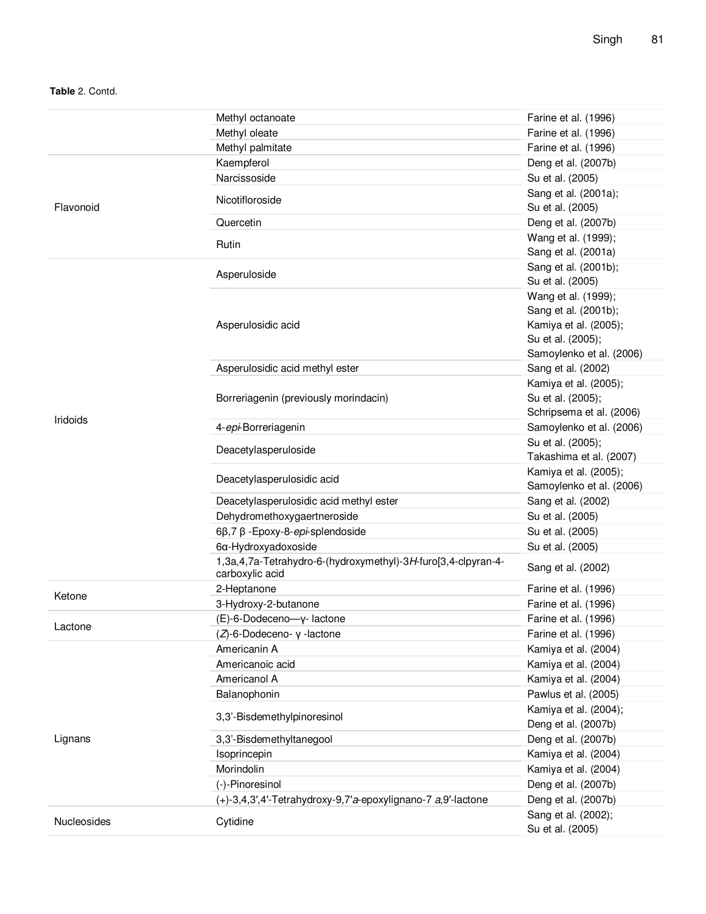**Table** 2. Contd.

| | | |
|---|---|---|
| | Methyl octanoate | Farine et al. (1996) |
| | Methyl oleate | Farine et al. (1996) |
| | Methyl palmitate | Farine et al. (1996) |
| Flavonoid | Kaempferol | Deng et al. (2007b) |
| | Narcissoside | Su et al. (2005) |
| | Nicotifloroside | Sang et al. (2001a); Su et al. (2005) |
| | Quercetin | Deng et al. (2007b) |
| | Rutin | Wang et al. (1999); Sang et al. (2001a) |
| Iridoids | Asperuloside | Sang et al. (2001b); Su et al. (2005) |
| | Asperulosidic acid | Wang et al. (1999); Sang et al. (2001b); Kamiya et al. (2005); Su et al. (2005); Samoylenko et al. (2006) |
| | Asperulosidic acid methyl ester | Sang et al. (2002) |
| | Borreriagenin (previously morindacin) | Kamiya et al. (2005); Su et al. (2005); Schripsema et al. (2006) |
| | 4-*epi*-Borreriagenin | Samoylenko et al. (2006) |
| | Deacetylasperuloside | Su et al. (2005); Takashima et al. (2007) |
| | Deacetylasperulosidic acid | Kamiya et al. (2005); Samoylenko et al. (2006) |
| | Deacetylasperulosidic acid methyl ester | Sang et al. (2002) |
| | Dehydromethoxygaertneroside | Su et al. (2005) |
| | 6β,7 β -Epoxy-8-*epi*-splendoside | Su et al. (2005) |
| | 6α-Hydroxyadoxoside | Su et al. (2005) |
| | 1,3a,4,7a-Tetrahydro-6-(hydroxymethyl)-3*H*-furo[3,4-clpyran-4-carboxylic acid | Sang et al. (2002) |
| Ketone | 2-Heptanone | Farine et al. (1996) |
| | 3-Hydroxy-2-butanone | Farine et al. (1996) |
| Lactone | (E)-6-Dodeceno—γ- lactone | Farine et al. (1996) |
| | (*Z*)-6-Dodeceno- γ -lactone | Farine et al. (1996) |
| Lignans | Americanin A | Kamiya et al. (2004) |
| | Americanoic acid | Kamiya et al. (2004) |
| | Americanol A | Kamiya et al. (2004) |
| | Balanophonin | Pawlus et al. (2005) |
| | 3,3'-Bisdemethylpinoresinol | Kamiya et al. (2004); Deng et al. (2007b) |
| | 3,3'-Bisdemethyltanegool | Deng et al. (2007b) |
| | Isoprincepin | Kamiya et al. (2004) |
| | Morindolin | Kamiya et al. (2004) |
| | (-)-Pinoresinol | Deng et al. (2007b) |
| | (+)-3,4,3′,4′-Tetrahydroxy-9,7′*a*-epoxylignano-7 *a*,9′-lactone | Deng et al. (2007b) |
| Nucleosides | Cytidine | Sang et al. (2002); Su et al. (2005) |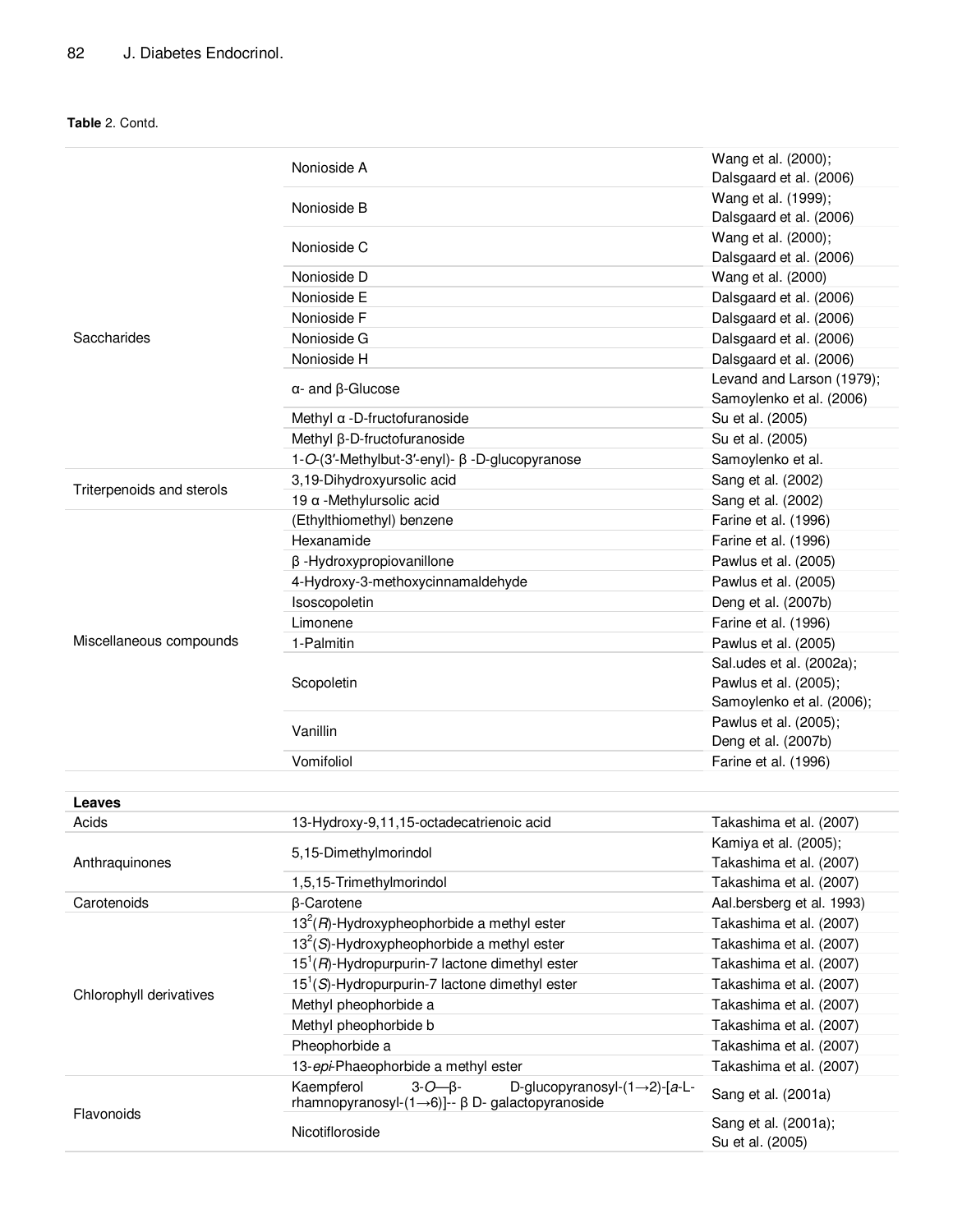**Table** 2. Contd.

| | | |
|---|---|---|
| Saccharides | Nonioside A | Wang et al. (2000); Dalsgaard et al. (2006) |
| | Nonioside B | Wang et al. (1999); Dalsgaard et al. (2006) |
| | Nonioside C | Wang et al. (2000); Dalsgaard et al. (2006) |
| | Nonioside D | Wang et al. (2000) |
| | Nonioside E | Dalsgaard et al. (2006) |
| | Nonioside F | Dalsgaard et al. (2006) |
| | Nonioside G | Dalsgaard et al. (2006) |
| | Nonioside H | Dalsgaard et al. (2006) |
| | α- and β-Glucose | Levand and Larson (1979); Samoylenko et al. (2006) |
| | Methyl α -D-fructofuranoside | Su et al. (2005) |
| | Methyl β-D-fructofuranoside | Su et al. (2005) |
| | 1-*O*-(3′-Methylbut-3′-enyl)- β -D-glucopyranose | Samoylenko et al. |
| Triterpenoids and sterols | 3,19-Dihydroxyursolic acid | Sang et al. (2002) |
| | 19 α -Methylursolic acid | Sang et al. (2002) |
| Miscellaneous compounds | (Ethylthiomethyl) benzene | Farine et al. (1996) |
| | Hexanamide | Farine et al. (1996) |
| | β -Hydroxypropiovanillone | Pawlus et al. (2005) |
| | 4-Hydroxy-3-methoxycinnamaldehyde | Pawlus et al. (2005) |
| | Isoscopoletin | Deng et al. (2007b) |
| | Limonene | Farine et al. (1996) |
| | 1-Palmitin | Pawlus et al. (2005) |
| | Scopoletin | Sal.udes et al. (2002a); Pawlus et al. (2005); Samoylenko et al. (2006); |
| | Vanillin | Pawlus et al. (2005); Deng et al. (2007b) |
| | Vomifoliol | Farine et al. (1996) |
| **Leaves** | | |
| Acids | 13-Hydroxy-9,11,15-octadecatrienoic acid | Takashima et al. (2007) |
| Anthraquinones | 5,15-Dimethylmorindol | Kamiya et al. (2005); Takashima et al. (2007) |
| | 1,5,15-Trimethylmorindol | Takashima et al. (2007) |
| Carotenoids | β-Carotene | Aal.bersberg et al. 1993) |
| Chlorophyll derivatives | $13^2$(*R*)-Hydroxypheophorbide a methyl ester | Takashima et al. (2007) |
| | $13^2$(*S*)-Hydroxypheophorbide a methyl ester | Takashima et al. (2007) |
| | $15^1$(*R*)-Hydropurpurin-7 lactone dimethyl ester | Takashima et al. (2007) |
| | $15^1$(*S*)-Hydropurpurin-7 lactone dimethyl ester | Takashima et al. (2007) |
| | Methyl pheophorbide a | Takashima et al. (2007) |
| | Methyl pheophorbide b | Takashima et al. (2007) |
| | Pheophorbide a | Takashima et al. (2007) |
| | 13-*epi*-Phaeophorbide a methyl ester | Takashima et al. (2007) |
| Flavonoids | Kaempferol 3-*O*—β- D-glucopyranosyl-(1→2)-[*a*-L-rhamnopyranosyl-(1→6)]-- β D- galactopyranoside | Sang et al. (2001a) |
| | Nicotifloroside | Sang et al. (2001a); Su et al. (2005) |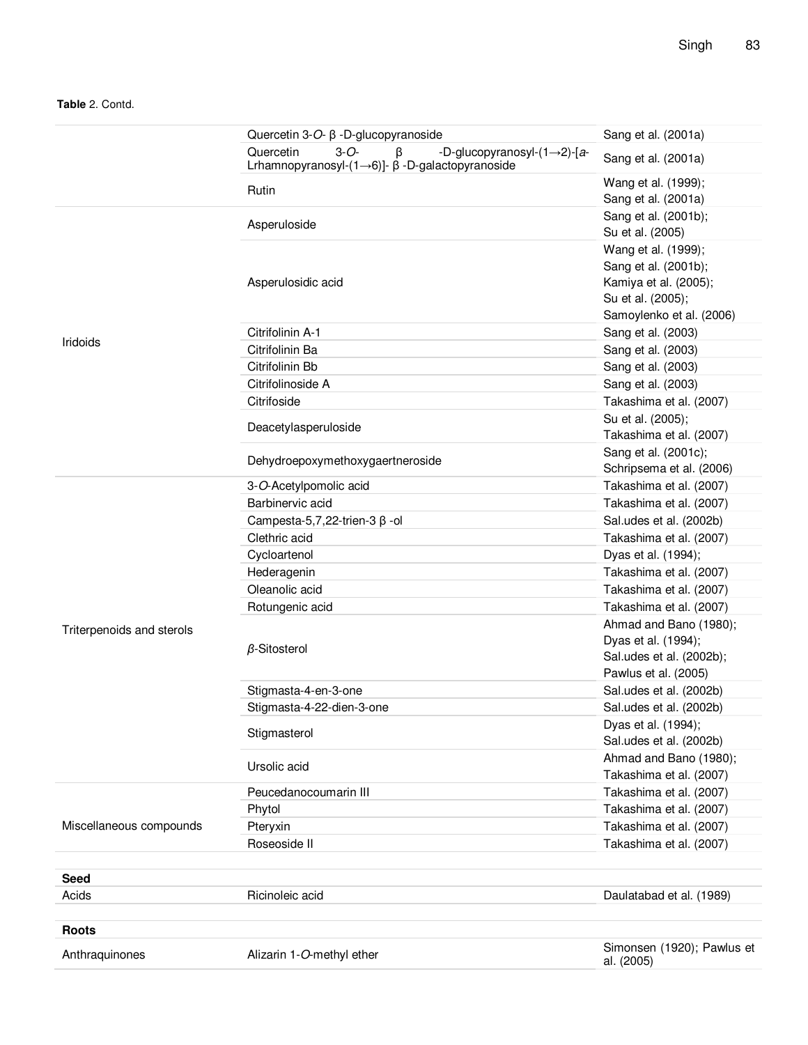**Table** 2. Contd.

| | | |
|---|---|---|
| | Quercetin 3-*O*- β -D-glucopyranoside | Sang et al. (2001a) |
| | Quercetin 3-*O*- β -D-glucopyranosyl-(1→2)-[*a*-Lrhamnopyranosyl-(1→6)]- β -D-galactopyranoside | Sang et al. (2001a) |
| | Rutin | Wang et al. (1999); Sang et al. (2001a) |
| Iridoids | Asperuloside | Sang et al. (2001b); Su et al. (2005) |
| | Asperulosidic acid | Wang et al. (1999); Sang et al. (2001b); Kamiya et al. (2005); Su et al. (2005); Samoylenko et al. (2006) |
| | Citrifolinin A-1 | Sang et al. (2003) |
| | Citrifolinin Ba | Sang et al. (2003) |
| | Citrifolinin Bb | Sang et al. (2003) |
| | Citrifolinoside A | Sang et al. (2003) |
| | Citrifoside | Takashima et al. (2007) |
| | Deacetylasperuloside | Su et al. (2005); Takashima et al. (2007) |
| | Dehydroepoxymethoxygaertneroside | Sang et al. (2001c); Schripsema et al. (2006) |
| Triterpenoids and sterols | 3-*O*-Acetylpomolic acid | Takashima et al. (2007) |
| | Barbinervic acid | Takashima et al. (2007) |
| | Campesta-5,7,22-trien-3 β -ol | Sal.udes et al. (2002b) |
| | Clethric acid | Takashima et al. (2007) |
| | Cycloartenol | Dyas et al. (1994); |
| | Hederagenin | Takashima et al. (2007) |
| | Oleanolic acid | Takashima et al. (2007) |
| | Rotungenic acid | Takashima et al. (2007) |
| | *β*-Sitosterol | Ahmad and Bano (1980); Dyas et al. (1994); Sal.udes et al. (2002b); Pawlus et al. (2005) |
| | Stigmasta-4-en-3-one | Sal.udes et al. (2002b) |
| | Stigmasta-4-22-dien-3-one | Sal.udes et al. (2002b) |
| | Stigmasterol | Dyas et al. (1994); Sal.udes et al. (2002b) |
| | Ursolic acid | Ahmad and Bano (1980); Takashima et al. (2007) |
| Miscellaneous compounds | Peucedanocoumarin III | Takashima et al. (2007) |
| | Phytol | Takashima et al. (2007) |
| | Pteryxin | Takashima et al. (2007) |
| | Roseoside II | Takashima et al. (2007) |
| **Seed** | | |
| Acids | Ricinoleic acid | Daulatabad et al. (1989) |
| **Roots** | | |
| Anthraquinones | Alizarin 1-*O*-methyl ether | Simonsen (1920); Pawlus et al. (2005) |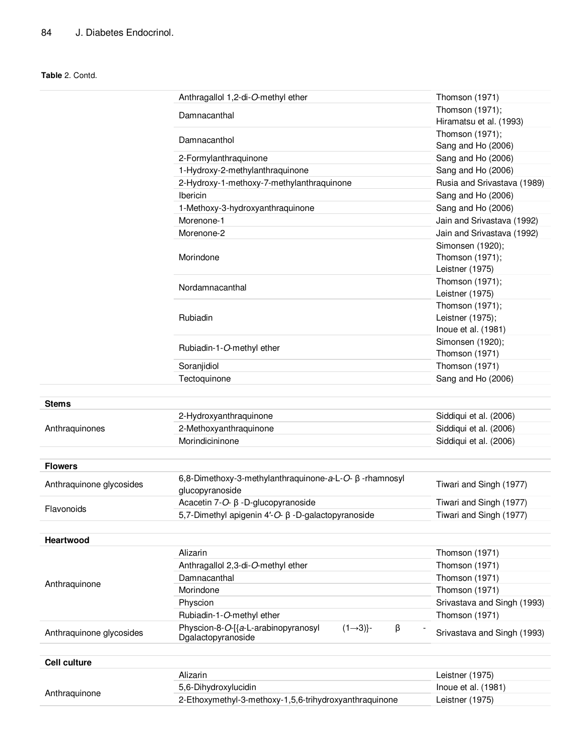**Table** 2. Contd.

| | | |
|---|---|---|
| | Anthragallol 1,2-di-*O*-methyl ether | Thomson (1971) |
| | Damnacanthal | Thomson (1971); Hiramatsu et al. (1993) |
| | Damnacanthol | Thomson (1971); Sang and Ho (2006) |
| | 2-Formylanthraquinone | Sang and Ho (2006) |
| | 1-Hydroxy-2-methylanthraquinone | Sang and Ho (2006) |
| | 2-Hydroxy-1-methoxy-7-methylanthraquinone | Rusia and Srivastava (1989) |
| | Ibericin | Sang and Ho (2006) |
| | 1-Methoxy-3-hydroxyanthraquinone | Sang and Ho (2006) |
| | Morenone-1 | Jain and Srivastava (1992) |
| | Morenone-2 | Jain and Srivastava (1992) |
| | Morindone | Simonsen (1920); Thomson (1971); Leistner (1975) |
| | Nordamnacanthal | Thomson (1971); Leistner (1975) |
| | Rubiadin | Thomson (1971); Leistner (1975); Inoue et al. (1981) |
| | Rubiadin-1-*O*-methyl ether | Simonsen (1920); Thomson (1971) |
| | Soranjidiol | Thomson (1971) |
| | Tectoquinone | Sang and Ho (2006) |
| **Stems** | | |
| Anthraquinones | 2-Hydroxyanthraquinone | Siddiqui et al. (2006) |
| | 2-Methoxyanthraquinone | Siddiqui et al. (2006) |
| | Morindicininone | Siddiqui et al. (2006) |
| **Flowers** | | |
| Anthraquinone glycosides | 6,8-Dimethoxy-3-methylanthraquinone-*a*-L-*O*- β -rhamnosyl glucopyranoside | Tiwari and Singh (1977) |
| Flavonoids | Acacetin 7-*O*- β -D-glucopyranoside | Tiwari and Singh (1977) |
| | 5,7-Dimethyl apigenin 4′-*O*- β -D-galactopyranoside | Tiwari and Singh (1977) |
| **Heartwood** | | |
| Anthraquinone | Alizarin | Thomson (1971) |
| | Anthragallol 2,3-di-*O*-methyl ether | Thomson (1971) |
| | Damnacanthal | Thomson (1971) |
| | Morindone | Thomson (1971) |
| | Physcion | Srivastava and Singh (1993) |
| | Rubiadin-1-*O*-methyl ether | Thomson (1971) |
| Anthraquinone glycosides | Physcion-8-*O*-[{*a*-L-arabinopyranosyl (1→3)}- β - Dgalactopyranoside | Srivastava and Singh (1993) |
| **Cell culture** | | |
| Anthraquinone | Alizarin | Leistner (1975) |
| | 5,6-Dihydroxylucidin | Inoue et al. (1981) |
| | 2-Ethoxymethyl-3-methoxy-1,5,6-trihydroxyanthraquinone | Leistner (1975) |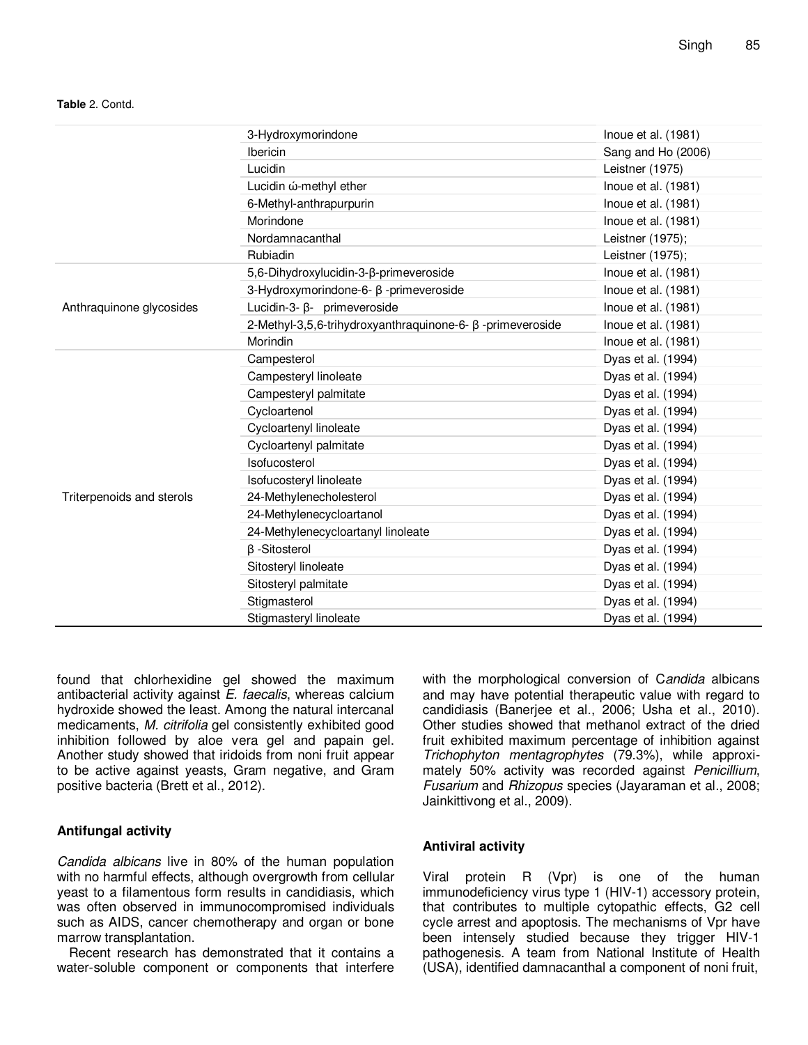**Table** 2. Contd.

| | | |
|---|---|---|
| | 3-Hydroxymorindone | Inoue et al. (1981) |
| | Ibericin | Sang and Ho (2006) |
| | Lucidin | Leistner (1975) |
| | Lucidin ώ-methyl ether | Inoue et al. (1981) |
| | 6-Methyl-anthrapurpurin | Inoue et al. (1981) |
| | Morindone | Inoue et al. (1981) |
| | Nordamnacanthal | Leistner (1975); |
| | Rubiadin | Leistner (1975); |
| Anthraquinone glycosides | 5,6-Dihydroxylucidin-3-β-primeveroside | Inoue et al. (1981) |
| | 3-Hydroxymorindone-6- β -primeveroside | Inoue et al. (1981) |
| | Lucidin-3- β- primeveroside | Inoue et al. (1981) |
| | 2-Methyl-3,5,6-trihydroxyanthraquinone-6- β -primeveroside | Inoue et al. (1981) |
| | Morindin | Inoue et al. (1981) |
| Triterpenoids and sterols | Campesterol | Dyas et al. (1994) |
| | Campesteryl linoleate | Dyas et al. (1994) |
| | Campesteryl palmitate | Dyas et al. (1994) |
| | Cycloartenol | Dyas et al. (1994) |
| | Cycloartenyl linoleate | Dyas et al. (1994) |
| | Cycloartenyl palmitate | Dyas et al. (1994) |
| | Isofucosterol | Dyas et al. (1994) |
| | Isofucosteryl linoleate | Dyas et al. (1994) |
| | 24-Methylenecholesterol | Dyas et al. (1994) |
| | 24-Methylenecycloartanol | Dyas et al. (1994) |
| | 24-Methylenecycloartanyl linoleate | Dyas et al. (1994) |
| | β -Sitosterol | Dyas et al. (1994) |
| | Sitosteryl linoleate | Dyas et al. (1994) |
| | Sitosteryl palmitate | Dyas et al. (1994) |
| | Stigmasterol | Dyas et al. (1994) |
| | Stigmasteryl linoleate | Dyas et al. (1994) |

found that chlorhexidine gel showed the maximum antibacterial activity against *E. faecalis*, whereas calcium hydroxide showed the least. Among the natural intercanal medicaments, *M. citrifolia* gel consistently exhibited good inhibition followed by aloe vera gel and papain gel. Another study showed that iridoids from noni fruit appear to be active against yeasts, Gram negative, and Gram positive bacteria (Brett et al., 2012).

### Antifungal activity

*Candida albicans* live in 80% of the human population with no harmful effects, although overgrowth from cellular yeast to a filamentous form results in candidiasis, which was often observed in immunocompromised individuals such as AIDS, cancer chemotherapy and organ or bone marrow transplantation.

Recent research has demonstrated that it contains a water-soluble component or components that interfere with the morphological conversion of C*andida* albicans and may have potential therapeutic value with regard to candidiasis (Banerjee et al., 2006; Usha et al., 2010). Other studies showed that methanol extract of the dried fruit exhibited maximum percentage of inhibition against *Trichophyton mentagrophytes* (79.3%), while approximately 50% activity was recorded against *Penicillium*, *Fusarium* and *Rhizopus* species (Jayaraman et al., 2008; Jainkittivong et al., 2009).

### Antiviral activity

Viral protein R (Vpr) is one of the human immunodeficiency virus type 1 (HIV-1) accessory protein, that contributes to multiple cytopathic effects, G2 cell cycle arrest and apoptosis. The mechanisms of Vpr have been intensely studied because they trigger HIV-1 pathogenesis. A team from National Institute of Health (USA), identified damnacanthal a component of noni fruit,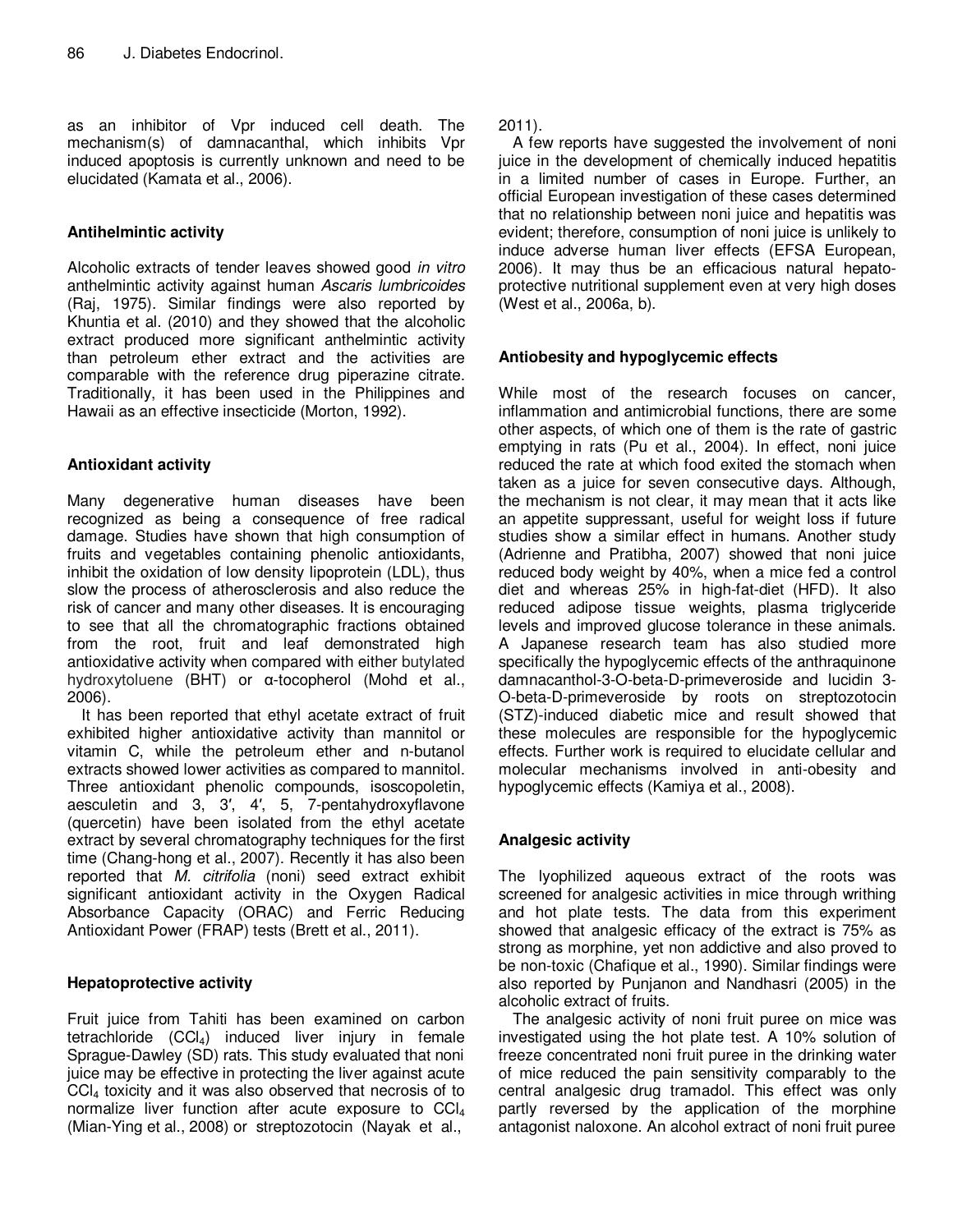as an inhibitor of Vpr induced cell death. The mechanism(s) of damnacanthal, which inhibits Vpr induced apoptosis is currently unknown and need to be elucidated (Kamata et al., 2006).

### Antihelmintic activity

Alcoholic extracts of tender leaves showed good *in vitro* anthelmintic activity against human *Ascaris lumbricoides* (Raj, 1975). Similar findings were also reported by Khuntia et al. (2010) and they showed that the alcoholic extract produced more significant anthelmintic activity than petroleum ether extract and the activities are comparable with the reference drug piperazine citrate. Traditionally, it has been used in the Philippines and Hawaii as an effective insecticide (Morton, 1992).

### Antioxidant activity

Many degenerative human diseases have been recognized as being a consequence of free radical damage. Studies have shown that high consumption of fruits and vegetables containing phenolic antioxidants, inhibit the oxidation of low density lipoprotein (LDL), thus slow the process of atherosclerosis and also reduce the risk of cancer and many other diseases. It is encouraging to see that all the chromatographic fractions obtained from the root, fruit and leaf demonstrated high antioxidative activity when compared with either butylated hydroxytoluene (BHT) or α-tocopherol (Mohd et al., 2006).

It has been reported that ethyl acetate extract of fruit exhibited higher antioxidative activity than mannitol or vitamin C, while the petroleum ether and n-butanol extracts showed lower activities as compared to mannitol. Three antioxidant phenolic compounds, isoscopoletin, aesculetin and 3, 3′, 4′, 5, 7-pentahydroxyflavone (quercetin) have been isolated from the ethyl acetate extract by several chromatography techniques for the first time (Chang-hong et al., 2007). Recently it has also been reported that *M. citrifolia* (noni) seed extract exhibit significant antioxidant activity in the Oxygen Radical Absorbance Capacity (ORAC) and Ferric Reducing Antioxidant Power (FRAP) tests (Brett et al., 2011).

### Hepatoprotective activity

Fruit juice from Tahiti has been examined on carbon tetrachloride ($CCl_4$) induced liver injury in female Sprague-Dawley (SD) rats. This study evaluated that noni juice may be effective in protecting the liver against acute $CCl_4$ toxicity and it was also observed that necrosis of to normalize liver function after acute exposure to $CCl_4$ (Mian-Ying et al., 2008) or streptozotocin (Nayak et al., 2011).

A few reports have suggested the involvement of noni juice in the development of chemically induced hepatitis in a limited number of cases in Europe. Further, an official European investigation of these cases determined that no relationship between noni juice and hepatitis was evident; therefore, consumption of noni juice is unlikely to induce adverse human liver effects (EFSA European, 2006). It may thus be an efficacious natural hepato-protective nutritional supplement even at very high doses (West et al., 2006a, b).

### Antiobesity and hypoglycemic effects

While most of the research focuses on cancer, inflammation and antimicrobial functions, there are some other aspects, of which one of them is the rate of gastric emptying in rats (Pu et al., 2004). In effect, noni juice reduced the rate at which food exited the stomach when taken as a juice for seven consecutive days. Although, the mechanism is not clear, it may mean that it acts like an appetite suppressant, useful for weight loss if future studies show a similar effect in humans. Another study (Adrienne and Pratibha, 2007) showed that noni juice reduced body weight by 40%, when a mice fed a control diet and whereas 25% in high-fat-diet (HFD). It also reduced adipose tissue weights, plasma triglyceride levels and improved glucose tolerance in these animals. A Japanese research team has also studied more specifically the hypoglycemic effects of the anthraquinone damnacanthol-3-O-beta-D-primeveroside and lucidin 3-O-beta-D-primeveroside by roots on streptozotocin (STZ)-induced diabetic mice and result showed that these molecules are responsible for the hypoglycemic effects. Further work is required to elucidate cellular and molecular mechanisms involved in anti-obesity and hypoglycemic effects (Kamiya et al., 2008).

### Analgesic activity

The lyophilized aqueous extract of the roots was screened for analgesic activities in mice through writhing and hot plate tests. The data from this experiment showed that analgesic efficacy of the extract is 75% as strong as morphine, yet non addictive and also proved to be non-toxic (Chafique et al., 1990). Similar findings were also reported by Punjanon and Nandhasri (2005) in the alcoholic extract of fruits.

The analgesic activity of noni fruit puree on mice was investigated using the hot plate test. A 10% solution of freeze concentrated noni fruit puree in the drinking water of mice reduced the pain sensitivity comparably to the central analgesic drug tramadol. This effect was only partly reversed by the application of the morphine antagonist naloxone. An alcohol extract of noni fruit puree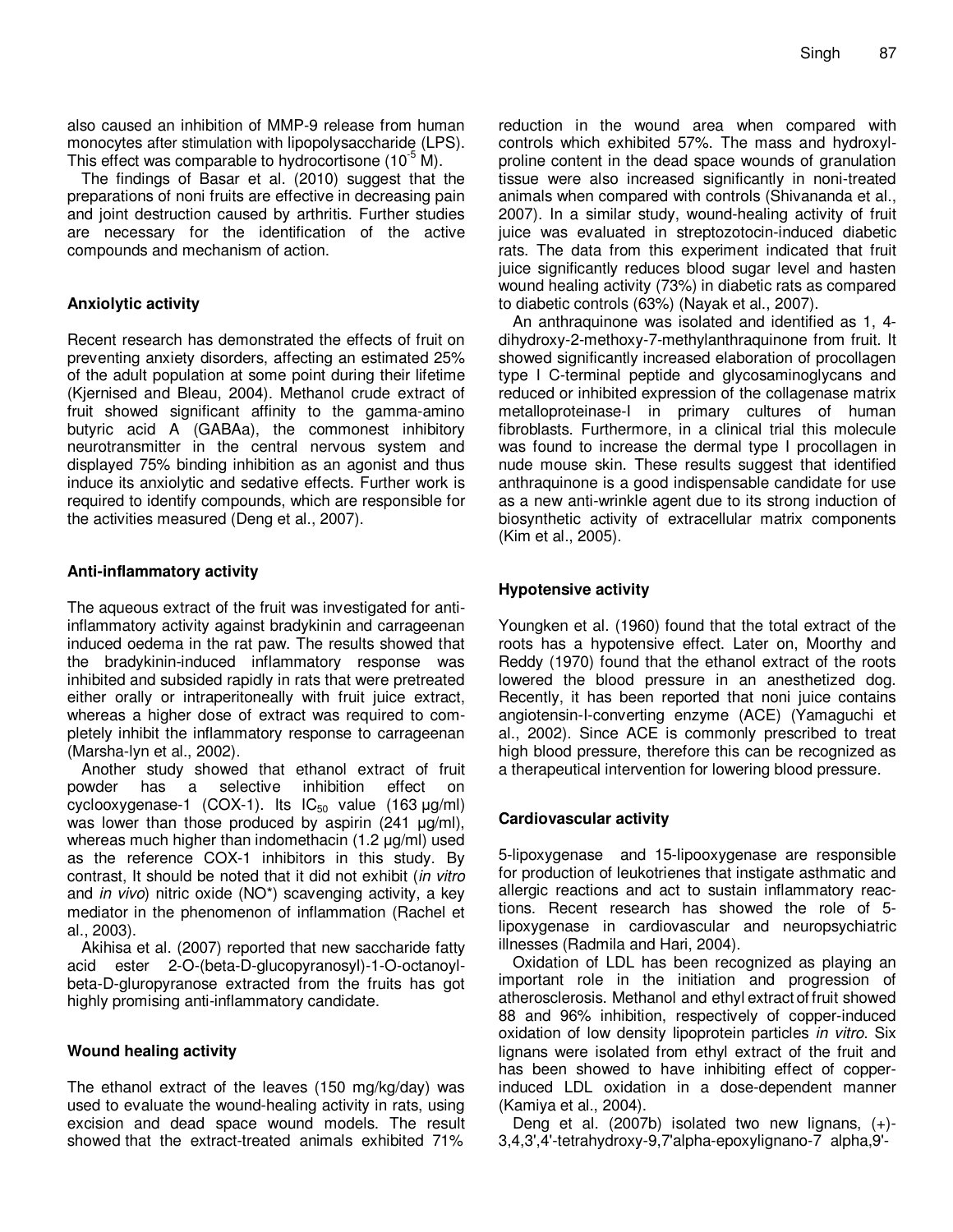also caused an inhibition of MMP-9 release from human monocytes after stimulation with lipopolysaccharide (LPS). This effect was comparable to hydrocortisone ($10^{-5}$ M).

The findings of Basar et al. (2010) suggest that the preparations of noni fruits are effective in decreasing pain and joint destruction caused by arthritis. Further studies are necessary for the identification of the active compounds and mechanism of action.

### Anxiolytic activity

Recent research has demonstrated the effects of fruit on preventing anxiety disorders, affecting an estimated 25% of the adult population at some point during their lifetime (Kjernised and Bleau, 2004). Methanol crude extract of fruit showed significant affinity to the gamma-amino butyric acid A (GABAa), the commonest inhibitory neurotransmitter in the central nervous system and displayed 75% binding inhibition as an agonist and thus induce its anxiolytic and sedative effects. Further work is required to identify compounds, which are responsible for the activities measured (Deng et al., 2007).

### Anti-inflammatory activity

The aqueous extract of the fruit was investigated for anti-inflammatory activity against bradykinin and carrageenan induced oedema in the rat paw. The results showed that the bradykinin-induced inflammatory response was inhibited and subsided rapidly in rats that were pretreated either orally or intraperitoneally with fruit juice extract, whereas a higher dose of extract was required to completely inhibit the inflammatory response to carrageenan (Marsha-lyn et al., 2002).

Another study showed that ethanol extract of fruit powder has a selective inhibition effect on cyclooxygenase-1 (COX-1). Its $IC_{50}$ value (163 µg/ml) was lower than those produced by aspirin (241 µg/ml), whereas much higher than indomethacin (1.2 µg/ml) used as the reference COX-1 inhibitors in this study. By contrast, It should be noted that it did not exhibit (*in vitro* and *in vivo*) nitric oxide (NO*) scavenging activity, a key mediator in the phenomenon of inflammation (Rachel et al., 2003).

Akihisa et al. (2007) reported that new saccharide fatty acid ester 2-O-(beta-D-glucopyranosyl)-1-O-octanoyl-beta-D-gluropyranose extracted from the fruits has got highly promising anti-inflammatory candidate.

### Wound healing activity

The ethanol extract of the leaves (150 mg/kg/day) was used to evaluate the wound-healing activity in rats, using excision and dead space wound models. The result showed that the extract-treated animals exhibited 71% reduction in the wound area when compared with controls which exhibited 57%. The mass and hydroxyl-proline content in the dead space wounds of granulation tissue were also increased significantly in noni-treated animals when compared with controls (Shivananda et al., 2007). In a similar study, wound-healing activity of fruit juice was evaluated in streptozotocin-induced diabetic rats. The data from this experiment indicated that fruit juice significantly reduces blood sugar level and hasten wound healing activity (73%) in diabetic rats as compared to diabetic controls (63%) (Nayak et al., 2007).

An anthraquinone was isolated and identified as 1, 4-dihydroxy-2-methoxy-7-methylanthraquinone from fruit. It showed significantly increased elaboration of procollagen type I C-terminal peptide and glycosaminoglycans and reduced or inhibited expression of the collagenase matrix metalloproteinase-I in primary cultures of human fibroblasts. Furthermore, in a clinical trial this molecule was found to increase the dermal type I procollagen in nude mouse skin. These results suggest that identified anthraquinone is a good indispensable candidate for use as a new anti-wrinkle agent due to its strong induction of biosynthetic activity of extracellular matrix components (Kim et al., 2005).

### Hypotensive activity

Youngken et al. (1960) found that the total extract of the roots has a hypotensive effect. Later on, Moorthy and Reddy (1970) found that the ethanol extract of the roots lowered the blood pressure in an anesthetized dog. Recently, it has been reported that noni juice contains angiotensin-I-converting enzyme (ACE) (Yamaguchi et al., 2002). Since ACE is commonly prescribed to treat high blood pressure, therefore this can be recognized as a therapeutical intervention for lowering blood pressure.

### Cardiovascular activity

5-lipoxygenase and 15-lipooxygenase are responsible for production of leukotrienes that instigate asthmatic and allergic reactions and act to sustain inflammatory reactions. Recent research has showed the role of 5-lipoxygenase in cardiovascular and neuropsychiatric illnesses (Radmila and Hari, 2004).

Oxidation of LDL has been recognized as playing an important role in the initiation and progression of atherosclerosis. Methanol and ethyl extract of fruit showed 88 and 96% inhibition, respectively of copper-induced oxidation of low density lipoprotein particles *in vitro*. Six lignans were isolated from ethyl extract of the fruit and has been showed to have inhibiting effect of copper-induced LDL oxidation in a dose-dependent manner (Kamiya et al., 2004).

Deng et al. (2007b) isolated two new lignans, (+)-3,4,3',4'-tetrahydroxy-9,7'alpha-epoxylignano-7 alpha,9'-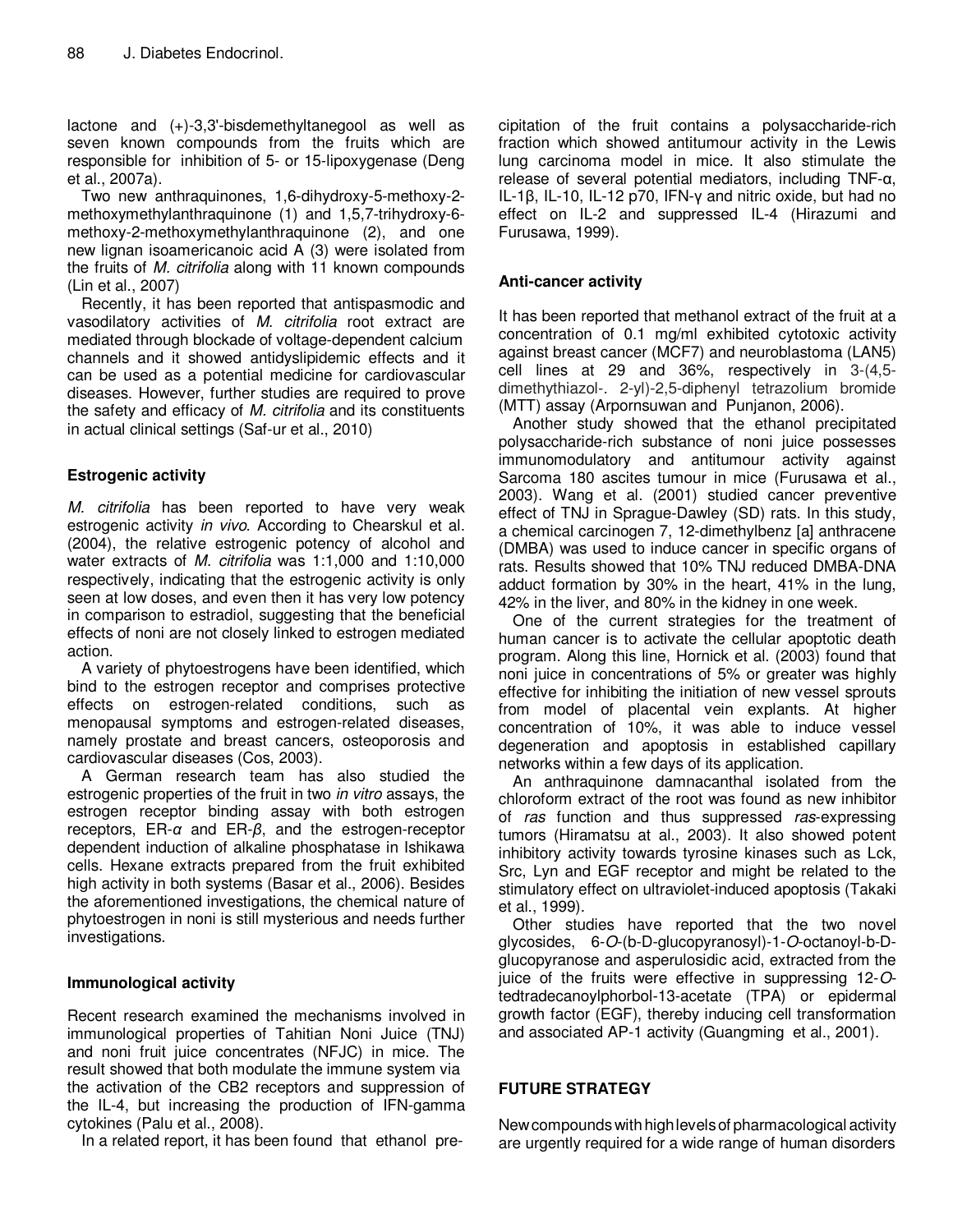lactone and (+)-3,3'-bisdemethyltanegool as well as seven known compounds from the fruits which are responsible for inhibition of 5- or 15-lipoxygenase (Deng et al., 2007a).

Two new anthraquinones, 1,6-dihydroxy-5-methoxy-2-methoxymethylanthraquinone (1) and 1,5,7-trihydroxy-6-methoxy-2-methoxymethylanthraquinone (2), and one new lignan isoamericanoic acid A (3) were isolated from the fruits of *M. citrifolia* along with 11 known compounds (Lin et al., 2007)

Recently, it has been reported that antispasmodic and vasodilatory activities of *M. citrifolia* root extract are mediated through blockade of voltage-dependent calcium channels and it showed antidyslipidemic effects and it can be used as a potential medicine for cardiovascular diseases. However, further studies are required to prove the safety and efficacy of *M. citrifolia* and its constituents in actual clinical settings (Saf-ur et al., 2010)

## Estrogenic activity

*M. citrifolia* has been reported to have very weak estrogenic activity *in vivo*. According to Chearskul et al. (2004), the relative estrogenic potency of alcohol and water extracts of *M. citrifolia* was 1:1,000 and 1:10,000 respectively, indicating that the estrogenic activity is only seen at low doses, and even then it has very low potency in comparison to estradiol, suggesting that the beneficial effects of noni are not closely linked to estrogen mediated action.

A variety of phytoestrogens have been identified, which bind to the estrogen receptor and comprises protective effects on estrogen-related conditions, such as menopausal symptoms and estrogen-related diseases, namely prostate and breast cancers, osteoporosis and cardiovascular diseases (Cos, 2003).

A German research team has also studied the estrogenic properties of the fruit in two *in vitro* assays, the estrogen receptor binding assay with both estrogen receptors, ER-$\alpha$ and ER-$\beta$, and the estrogen-receptor dependent induction of alkaline phosphatase in Ishikawa cells. Hexane extracts prepared from the fruit exhibited high activity in both systems (Basar et al., 2006). Besides the aforementioned investigations, the chemical nature of phytoestrogen in noni is still mysterious and needs further investigations.

## Immunological activity

Recent research examined the mechanisms involved in immunological properties of Tahitian Noni Juice (TNJ) and noni fruit juice concentrates (NFJC) in mice. The result showed that both modulate the immune system via the activation of the CB2 receptors and suppression of the IL-4, but increasing the production of IFN-gamma cytokines (Palu et al., 2008).

In a related report, it has been found that ethanol precipitation of the fruit contains a polysaccharide-rich fraction which showed antitumour activity in the Lewis lung carcinoma model in mice. It also stimulate the release of several potential mediators, including TNF-α, IL-1β, IL-10, IL-12 p70, IFN-γ and nitric oxide, but had no effect on IL-2 and suppressed IL-4 (Hirazumi and Furusawa, 1999).

## Anti-cancer activity

It has been reported that methanol extract of the fruit at a concentration of 0.1 mg/ml exhibited cytotoxic activity against breast cancer (MCF7) and neuroblastoma (LAN5) cell lines at 29 and 36%, respectively in 3-(4,5-dimethythiazol-. 2-yl)-2,5-diphenyl tetrazolium bromide (MTT) assay (Arpornsuwan and Punjanon, 2006).

Another study showed that the ethanol precipitated polysaccharide-rich substance of noni juice possesses immunomodulatory and antitumour activity against Sarcoma 180 ascites tumour in mice (Furusawa et al., 2003). Wang et al. (2001) studied cancer preventive effect of TNJ in Sprague-Dawley (SD) rats. In this study, a chemical carcinogen 7, 12-dimethylbenz [a] anthracene (DMBA) was used to induce cancer in specific organs of rats. Results showed that 10% TNJ reduced DMBA-DNA adduct formation by 30% in the heart, 41% in the lung, 42% in the liver, and 80% in the kidney in one week.

One of the current strategies for the treatment of human cancer is to activate the cellular apoptotic death program. Along this line, Hornick et al. (2003) found that noni juice in concentrations of 5% or greater was highly effective for inhibiting the initiation of new vessel sprouts from model of placental vein explants. At higher concentration of 10%, it was able to induce vessel degeneration and apoptosis in established capillary networks within a few days of its application.

An anthraquinone damnacanthal isolated from the chloroform extract of the root was found as new inhibitor of *ras* function and thus suppressed *ras*-expressing tumors (Hiramatsu at al., 2003). It also showed potent inhibitory activity towards tyrosine kinases such as Lck, Src, Lyn and EGF receptor and might be related to the stimulatory effect on ultraviolet-induced apoptosis (Takaki et al., 1999).

Other studies have reported that the two novel glycosides, 6-*O*-(b-D-glucopyranosyl)-1-*O*-octanoyl-b-D-glucopyranose and asperulosidic acid, extracted from the juice of the fruits were effective in suppressing 12-*O*-tedtradecanoylphorbol-13-acetate (TPA) or epidermal growth factor (EGF), thereby inducing cell transformation and associated AP-1 activity (Guangming et al., 2001).

## FUTURE STRATEGY

New compounds with high levels of pharmacological activity are urgently required for a wide range of human disorders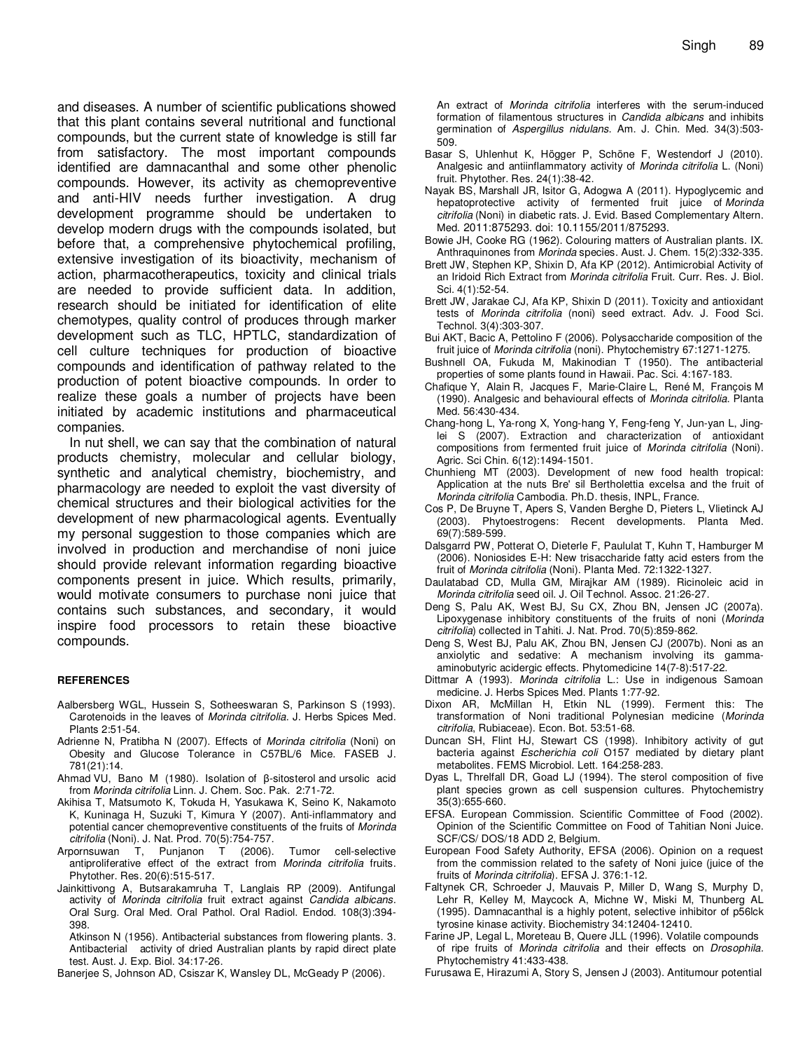and diseases. A number of scientific publications showed that this plant contains several nutritional and functional compounds, but the current state of knowledge is still far from satisfactory. The most important compounds identified are damnacanthal and some other phenolic compounds. However, its activity as chemopreventive and anti-HIV needs further investigation. A drug development programme should be undertaken to develop modern drugs with the compounds isolated, but before that, a comprehensive phytochemical profiling, extensive investigation of its bioactivity, mechanism of action, pharmacotherapeutics, toxicity and clinical trials are needed to provide sufficient data. In addition, research should be initiated for identification of elite chemotypes, quality control of produces through marker development such as TLC, HPTLC, standardization of cell culture techniques for production of bioactive compounds and identification of pathway related to the production of potent bioactive compounds. In order to realize these goals a number of projects have been initiated by academic institutions and pharmaceutical companies.

In nut shell, we can say that the combination of natural products chemistry, molecular and cellular biology, synthetic and analytical chemistry, biochemistry, and pharmacology are needed to exploit the vast diversity of chemical structures and their biological activities for the development of new pharmacological agents. Eventually my personal suggestion to those companies which are involved in production and merchandise of noni juice should provide relevant information regarding bioactive components present in juice. Which results, primarily, would motivate consumers to purchase noni juice that contains such substances, and secondary, it would inspire food processors to retain these bioactive compounds.

## REFERENCES

Aalbersberg WGL, Hussein S, Sotheeswaran S, Parkinson S (1993). Carotenoids in the leaves of *Morinda citrifolia*. J. Herbs Spices Med. Plants 2:51-54.

Adrienne N, Pratibha N (2007). Effects of *Morinda citrifolia* (Noni) on Obesity and Glucose Tolerance in C57BL/6 Mice. FASEB J. 781(21):14.

Ahmad VU, Bano M (1980). Isolation of β-sitosterol and ursolic acid from *Morinda citrifolia* Linn. J. Chem. Soc. Pak. 2:71-72.

Akihisa T, Matsumoto K, Tokuda H, Yasukawa K, Seino K, Nakamoto K, Kuninaga H, Suzuki T, Kimura Y (2007). Anti-inflammatory and potential cancer chemopreventive constituents of the fruits of *Morinda citrifolia* (Noni). J. Nat. Prod. 70(5):754-757.

Arpornsuwan T, Punjanon T (2006). Tumor cell-selective antiproliferative effect of the extract from *Morinda citrifolia* fruits. Phytother. Res. 20(6):515-517.

Jainkittivong A, Butsarakamruha T, Langlais RP (2009). Antifungal activity of *Morinda citrifolia* fruit extract against *Candida albicans*. Oral Surg. Oral Med. Oral Pathol. Oral Radiol. Endod. 108(3):394-398.

Atkinson N (1956). Antibacterial substances from flowering plants. 3. Antibacterial activity of dried Australian plants by rapid direct plate test. Aust. J. Exp. Biol. 34:17-26.

Banerjee S, Johnson AD, Csiszar K, Wansley DL, McGeady P (2006). An extract of *Morinda citrifolia* interferes with the serum-induced formation of filamentous structures in *Candida albicans* and inhibits germination of *Aspergillus nidulans*. Am. J. Chin. Med. 34(3):503-509.

Basar S, Uhlenhut K, Högger P, Schöne F, Westendorf J (2010). Analgesic and antiinflammatory activity of *Morinda citrifolia* L. (Noni) fruit. Phytother. Res. 24(1):38-42.

Nayak BS, Marshall JR, Isitor G, Adogwa A (2011). Hypoglycemic and hepatoprotective activity of fermented fruit juice of *Morinda citrifolia* (Noni) in diabetic rats. J. Evid. Based Complementary Altern. Med. 2011:875293. doi: 10.1155/2011/875293.

Bowie JH, Cooke RG (1962). Colouring matters of Australian plants. IX. Anthraquinones from *Morinda* species. Aust. J. Chem. 15(2):332-335.

Brett JW, Stephen KP, Shixin D, Afa KP (2012). Antimicrobial Activity of an Iridoid Rich Extract from *Morinda citrifolia* Fruit. Curr. Res. J. Biol. Sci. 4(1):52-54.

Brett JW, Jarakae CJ, Afa KP, Shixin D (2011). Toxicity and antioxidant tests of *Morinda citrifolia* (noni) seed extract. Adv. J. Food Sci. Technol. 3(4):303-307.

Bui AKT, Bacic A, Pettolino F (2006). Polysaccharide composition of the fruit juice of *Morinda citrifolia* (noni). Phytochemistry 67:1271-1275.

Bushnell OA, Fukuda M, Makinodian T (1950). The antibacterial properties of some plants found in Hawaii. Pac. Sci. 4:167-183.

Chafique Y, Alain R, Jacques F, Marie-Claire L, René M, François M (1990). Analgesic and behavioural effects of *Morinda citrifolia*. Planta Med. 56:430-434.

Chang-hong L, Ya-rong X, Yong-hang Y, Feng-feng Y, Jun-yan L, Jing-lei S (2007). Extraction and characterization of antioxidant compositions from fermented fruit juice of *Morinda citrifolia* (Noni). Agric. Sci Chin. 6(12):1494-1501.

Chunhieng MT (2003). Development of new food health tropical: Application at the nuts Bre' sil Bertholettia excelsa and the fruit of *Morinda citrifolia* Cambodia. Ph.D. thesis, INPL, France.

Cos P, De Bruyne T, Apers S, Vanden Berghe D, Pieters L, Vlietinck AJ (2003). Phytoestrogens: Recent developments. Planta Med. 69(7):589-599.

Dalsgarrd PW, Potterat O, Dieterle F, Paululat T, Kuhn T, Hamburger M (2006). Noniosides E-H: New trisaccharide fatty acid esters from the fruit of *Morinda citrifolia* (Noni). Planta Med. 72:1322-1327.

Daulatabad CD, Mulla GM, Mirajkar AM (1989). Ricinoleic acid in *Morinda citrifolia* seed oil. J. Oil Technol. Assoc. 21:26-27.

Deng S, Palu AK, West BJ, Su CX, Zhou BN, Jensen JC (2007a). Lipoxygenase inhibitory constituents of the fruits of noni (*Morinda citrifolia*) collected in Tahiti. J. Nat. Prod. 70(5):859-862.

Deng S, West BJ, Palu AK, Zhou BN, Jensen CJ (2007b). Noni as an anxiolytic and sedative: A mechanism involving its gamma-aminobutyric acidergic effects. Phytomedicine 14(7-8):517-22.

Dittmar A (1993). *Morinda citrifolia* L.: Use in indigenous Samoan medicine. J. Herbs Spices Med. Plants 1:77-92.

Dixon AR, McMillan H, Etkin NL (1999). Ferment this: The transformation of Noni traditional Polynesian medicine (*Morinda citrifolia*, Rubiaceae). Econ. Bot. 53:51-68.

Duncan SH, Flint HJ, Stewart CS (1998). Inhibitory activity of gut bacteria against *Escherichia coli* O157 mediated by dietary plant metabolites. FEMS Microbiol. Lett. 164:258-283.

Dyas L, Threlfall DR, Goad LJ (1994). The sterol composition of five plant species grown as cell suspension cultures. Phytochemistry 35(3):655-660.

EFSA. European Commission. Scientific Committee of Food (2002). Opinion of the Scientific Committee on Food of Tahitian Noni Juice. SCF/CS/ DOS/18 ADD 2, Belgium.

European Food Safety Authority, EFSA (2006). Opinion on a request from the commission related to the safety of Noni juice (juice of the fruits of *Morinda citrifolia*). EFSA J. 376:1-12.

Faltynek CR, Schroeder J, Mauvais P, Miller D, Wang S, Murphy D, Lehr R, Kelley M, Maycock A, Michne W, Miski M, Thunberg AL (1995). Damnacanthal is a highly potent, selective inhibitor of p56lck tyrosine kinase activity. Biochemistry 34:12404-12410.

Farine JP, Legal L, Moreteau B, Quere JLL (1996). Volatile compounds of ripe fruits of *Morinda citrifolia* and their effects on *Drosophila*. Phytochemistry 41:433-438.

Furusawa E, Hirazumi A, Story S, Jensen J (2003). Antitumour potential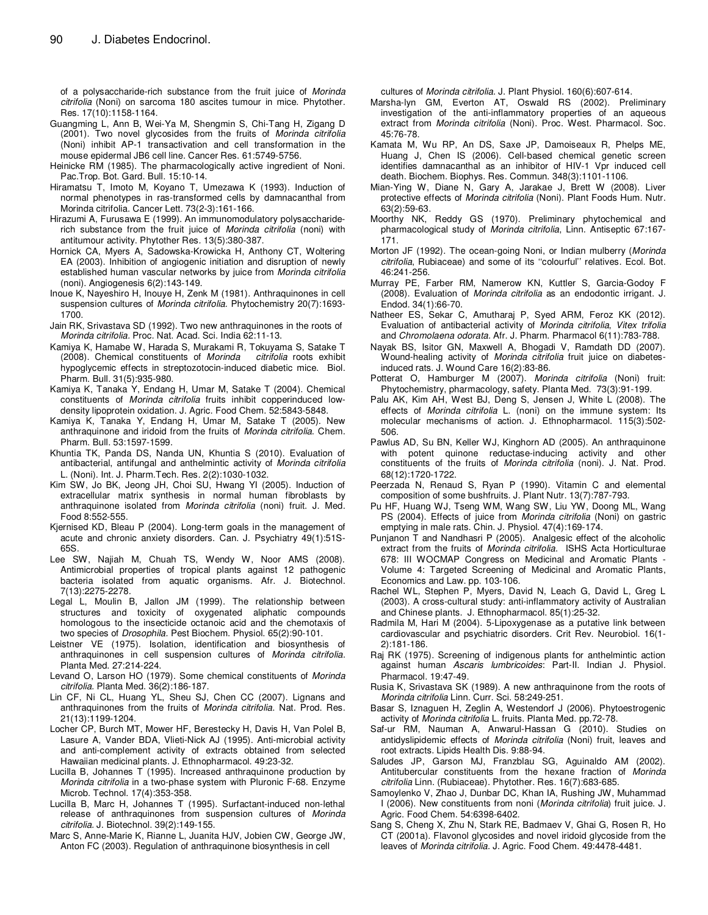of a polysaccharide-rich substance from the fruit juice of *Morinda citrifolia* (Noni) on sarcoma 180 ascites tumour in mice. Phytother. Res. 17(10):1158-1164.

Guangming L, Ann B, Wei-Ya M, Shengmin S, Chi-Tang H, Zigang D (2001). Two novel glycosides from the fruits of *Morinda citrifolia* (Noni) inhibit AP-1 transactivation and cell transformation in the mouse epidermal JB6 cell line. Cancer Res. 61:5749-5756.

Heinicke RM (1985). The pharmacologically active ingredient of Noni. Pac.Trop. Bot. Gard. Bull. 15:10-14.

Hiramatsu T, Imoto M, Koyano T, Umezawa K (1993). Induction of normal phenotypes in ras-transformed cells by damnacanthal from Morinda citrifolia. Cancer Lett. 73(2-3):161-166.

Hirazumi A, Furusawa E (1999). An immunomodulatory polysaccharide-rich substance from the fruit juice of *Morinda citrifolia* (noni) with antitumour activity. Phytother Res. 13(5):380-387.

Hornick CA, Myers A, Sadowska-Krowicka H, Anthony CT, Woltering EA (2003). Inhibition of angiogenic initiation and disruption of newly established human vascular networks by juice from *Morinda citrifolia* (noni). Angiogenesis 6(2):143-149.

Inoue K, Nayeshiro H, Inouye H, Zenk M (1981). Anthraquinones in cell suspension cultures of *Morinda citrifolia.* Phytochemistry 20(7):1693-1700.

Jain RK, Srivastava SD (1992). Two new anthraquinones in the roots of *Morinda citrifolia.* Proc. Nat. Acad. Sci. India 62:11-13.

Kamiya K, Hamabe W, Harada S, Murakami R, Tokuyama S, Satake T (2008). Chemical constituents of *Morinda citrifolia* roots exhibit hypoglycemic effects in streptozotocin-induced diabetic mice. Biol. Pharm. Bull. 31(5):935-980.

Kamiya K, Tanaka Y, Endang H, Umar M, Satake T (2004). Chemical constituents of *Morinda citrifolia* fruits inhibit copperinduced low-density lipoprotein oxidation. J. Agric. Food Chem. 52:5843-5848.

Kamiya K, Tanaka Y, Endang H, Umar M, Satake T (2005). New anthraquinone and iridoid from the fruits of *Morinda citrifolia*. Chem. Pharm. Bull. 53:1597-1599.

Khuntia TK, Panda DS, Nanda UN, Khuntia S (2010). Evaluation of antibacterial, antifungal and anthelmintic activity of *Morinda citrifolia* L. (Noni). Int. J. Pharm.Tech. Res. 2(2):1030-1032.

Kim SW, Jo BK, Jeong JH, Choi SU, Hwang YI (2005). Induction of extracellular matrix synthesis in normal human fibroblasts by anthraquinone isolated from *Morinda citrifolia* (noni) fruit. J. Med. Food 8:552-555.

Kjernised KD, Bleau P (2004). Long-term goals in the management of acute and chronic anxiety disorders. Can. J. Psychiatry 49(1):51S-65S.

Lee SW, Najiah M, Chuah TS, Wendy W, Noor AMS (2008). Antimicrobial properties of tropical plants against 12 pathogenic bacteria isolated from aquatic organisms. Afr. J. Biotechnol. 7(13):2275-2278.

Legal L, Moulin B, Jallon JM (1999). The relationship between structures and toxicity of oxygenated aliphatic compounds homologous to the insecticide octanoic acid and the chemotaxis of two species of *Drosophila.* Pest Biochem. Physiol. 65(2):90-101.

Leistner VE (1975). Isolation, identification and biosynthesis of anthraquinones in cell suspension cultures of *Morinda citrifolia.* Planta Med. 27:214-224.

Levand O, Larson HO (1979). Some chemical constituents of *Morinda citrifolia.* Planta Med. 36(2):186-187.

Lin CF, Ni CL, Huang YL, Sheu SJ, Chen CC (2007). Lignans and anthraquinones from the fruits of *Morinda citrifolia*. Nat. Prod. Res. 21(13):1199-1204.

Locher CP, Burch MT, Mower HF, Berestecky H, Davis H, Van Polel B, Lasure A, Vander BDA, Vlieti-Nick AJ (1995). Anti-microbial activity and anti-complement activity of extracts obtained from selected Hawaiian medicinal plants. J. Ethnopharmacol. 49:23-32.

Lucilla B, Johannes T (1995). Increased anthraquinone production by *Morinda citrifolia* in a two-phase system with Pluronic F-68. Enzyme Microb. Technol. 17(4):353-358.

Lucilla B, Marc H, Johannes T (1995). Surfactant-induced non-lethal release of anthraquinones from suspension cultures of *Morinda citrifolia.* J. Biotechnol. 39(2):149-155.

Marc S, Anne-Marie K, Rianne L, Juanita HJV, Jobien CW, George JW, Anton FC (2003). Regulation of anthraquinone biosynthesis in cell cultures of *Morinda citrifolia*. J. Plant Physiol. 160(6):607-614.

Marsha-lyn GM, Everton AT, Oswald RS (2002). Preliminary investigation of the anti-inflammatory properties of an aqueous extract from *Morinda citrifolia* (Noni). Proc. West. Pharmacol. Soc. 45:76-78.

Kamata M, Wu RP, An DS, Saxe JP, Damoiseaux R, Phelps ME, Huang J, Chen IS (2006). Cell-based chemical genetic screen identifies damnacanthal as an inhibitor of HIV-1 Vpr induced cell death. Biochem. Biophys. Res. Commun. 348(3):1101-1106.

Mian-Ying W, Diane N, Gary A, Jarakae J, Brett W (2008). Liver protective effects of *Morinda citrifolia* (Noni). Plant Foods Hum. Nutr. 63(2):59-63.

Moorthy NK, Reddy GS (1970). Preliminary phytochemical and pharmacological study of *Morinda citrifolia*, Linn. Antiseptic 67:167-171.

Morton JF (1992). The ocean-going Noni, or Indian mulberry (*Morinda citrifolia*, Rubiaceae) and some of its ''colourful'' relatives. Ecol. Bot. 46:241-256.

Murray PE, Farber RM, Namerow KN, Kuttler S, Garcia-Godoy F (2008). Evaluation of *Morinda citrifolia* as an endodontic irrigant. J. Endod. 34(1):66-70.

Natheer ES, Sekar C, Amutharaj P, Syed ARM, Feroz KK (2012). Evaluation of antibacterial activity of *Morinda citrifolia, Vitex trifolia* and *Chromolaena odorata*. Afr. J. Pharm. Pharmacol 6(11):783-788.

Nayak BS, Isitor GN, Maxwell A, Bhogadi V, Ramdath DD (2007). Wound-healing activity of *Morinda citrifolia* fruit juice on diabetes-induced rats. J. Wound Care 16(2):83-86.

Potterat O, Hamburger M (2007). *Morinda citrifolia* (Noni) fruit: Phytochemistry, pharmacology, safety. Planta Med. 73(3):91-199.

Palu AK, Kim AH, West BJ, Deng S, Jensen J, White L (2008). The effects of *Morinda citrifolia* L. (noni) on the immune system: Its molecular mechanisms of action. J. Ethnopharmacol. 115(3):502-506.

Pawlus AD, Su BN, Keller WJ, Kinghorn AD (2005). An anthraquinone with potent quinone reductase-inducing activity and other constituents of the fruits of *Morinda citrifolia* (noni). J. Nat. Prod. 68(12):1720-1722.

Peerzada N, Renaud S, Ryan P (1990). Vitamin C and elemental composition of some bushfruits. J. Plant Nutr. 13(7):787-793.

Pu HF, Huang WJ, Tseng WM, Wang SW, Liu YW, Doong ML, Wang PS (2004). Effects of juice from *Morinda citrifolia* (Noni) on gastric emptying in male rats. Chin. J. Physiol. 47(4):169-174.

Punjanon T and Nandhasri P (2005). Analgesic effect of the alcoholic extract from the fruits of *Morinda citrifolia*. ISHS Acta Horticulturae 678: III WOCMAP Congress on Medicinal and Aromatic Plants - Volume 4: Targeted Screening of Medicinal and Aromatic Plants, Economics and Law. pp. 103-106.

Rachel WL, Stephen P, Myers, David N, Leach G, David L, Greg L (2003). A cross-cultural study: anti-inflammatory activity of Australian and Chinese plants. J. Ethnopharmacol. 85(1):25-32.

Radmila M, Hari M (2004). 5-Lipoxygenase as a putative link between cardiovascular and psychiatric disorders. Crit Rev. Neurobiol. 16(1-2):181-186.

Raj RK (1975). Screening of indigenous plants for anthelmintic action against human *Ascaris lumbricoides*: Part-II. Indian J. Physiol. Pharmacol. 19:47-49.

Rusia K, Srivastava SK (1989). A new anthraquinone from the roots of *Morinda citrifolia* Linn. Curr. Sci. 58:249-251.

Basar S, Iznaguen H, Zeglin A, Westendorf J (2006). Phytoestrogenic activity of *Morinda citrifolia* L. fruits. Planta Med. pp.72-78.

Saf-ur RM, Nauman A, Anwarul-Hassan G (2010). Studies on antidyslipidemic effects of *Morinda citrifolia* (Noni) fruit, leaves and root extracts. Lipids Health Dis. 9:88-94.

Saludes JP, Garson MJ, Franzblau SG, Aguinaldo AM (2002). Antitubercular constituents from the hexane fraction of *Morinda citrifolia* Linn. (Rubiaceae). Phytother. Res. 16(7):683-685.

Samoylenko V, Zhao J, Dunbar DC, Khan IA, Rushing JW, Muhammad I (2006). New constituents from noni (*Morinda citrifolia*) fruit juice. J. Agric. Food Chem. 54:6398-6402.

Sang S, Cheng X, Zhu N, Stark RE, Badmaev V, Ghai G, Rosen R, Ho CT (2001a). Flavonol glycosides and novel iridoid glycoside from the leaves of *Morinda citrifolia*. J. Agric. Food Chem. 49:4478-4481.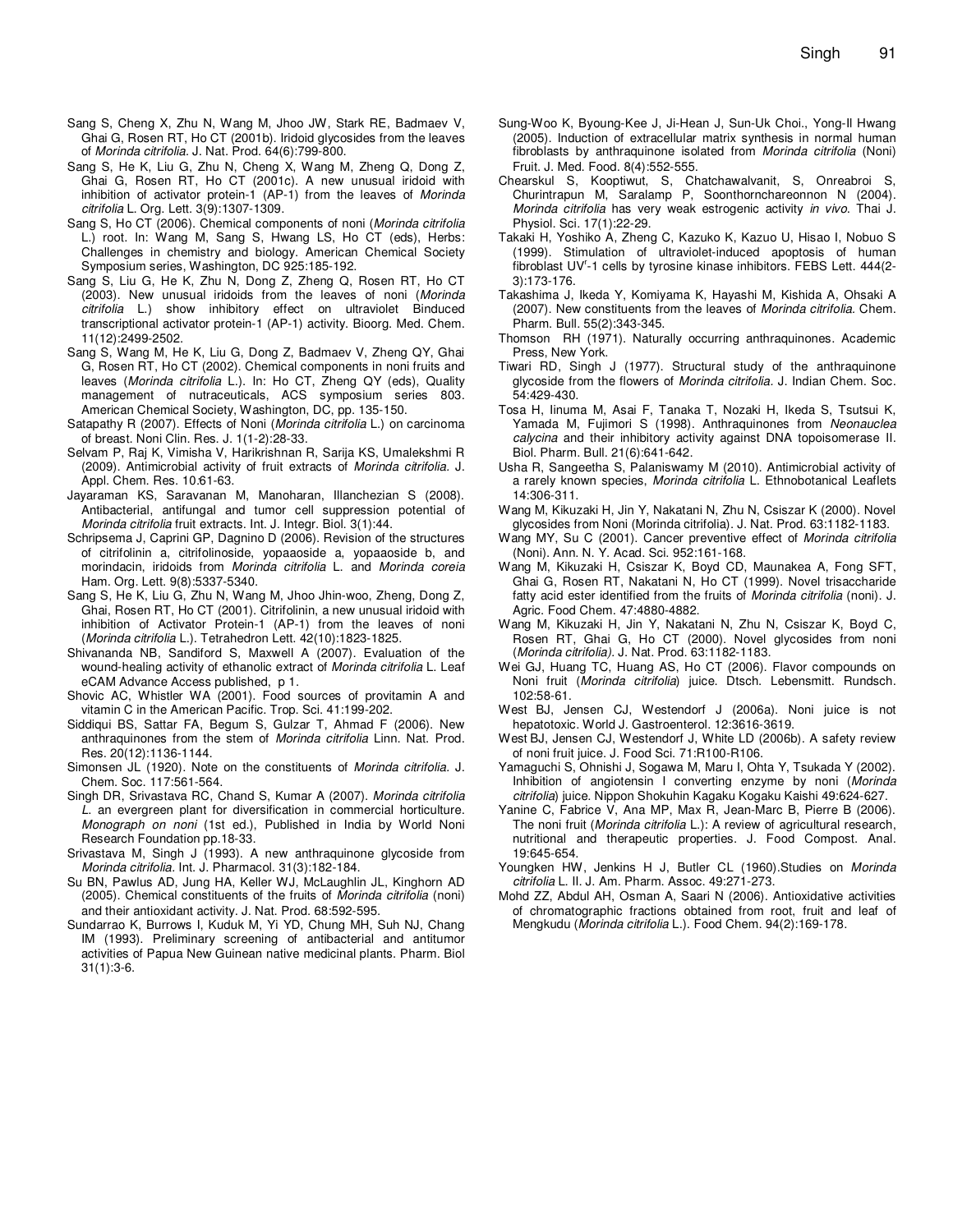Sang S, Cheng X, Zhu N, Wang M, Jhoo JW, Stark RE, Badmaev V, Ghai G, Rosen RT, Ho CT (2001b). Iridoid glycosides from the leaves of *Morinda citrifolia*. J. Nat. Prod. 64(6):799-800.

Sang S, He K, Liu G, Zhu N, Cheng X, Wang M, Zheng Q, Dong Z, Ghai G, Rosen RT, Ho CT (2001c). A new unusual iridoid with inhibition of activator protein-1 (AP-1) from the leaves of *Morinda citrifolia* L. Org. Lett. 3(9):1307-1309.

Sang S, Ho CT (2006). Chemical components of noni (*Morinda citrifolia* L.) root. In: Wang M, Sang S, Hwang LS, Ho CT (eds), Herbs: Challenges in chemistry and biology. American Chemical Society Symposium series, Washington, DC 925:185-192.

Sang S, Liu G, He K, Zhu N, Dong Z, Zheng Q, Rosen RT, Ho CT (2003). New unusual iridoids from the leaves of noni (*Morinda citrifolia* L.) show inhibitory effect on ultraviolet Binduced transcriptional activator protein-1 (AP-1) activity. Bioorg. Med. Chem. 11(12):2499-2502.

Sang S, Wang M, He K, Liu G, Dong Z, Badmaev V, Zheng QY, Ghai G, Rosen RT, Ho CT (2002). Chemical components in noni fruits and leaves (*Morinda citrifolia* L.). In: Ho CT, Zheng QY (eds), Quality management of nutraceuticals, ACS symposium series 803. American Chemical Society, Washington, DC, pp. 135-150.

Satapathy R (2007). Effects of Noni (*Morinda citrifolia* L.) on carcinoma of breast. Noni Clin. Res. J. 1(1-2):28-33.

Selvam P, Raj K, Vimisha V, Harikrishnan R, Sarija KS, Umalekshmi R (2009). Antimicrobial activity of fruit extracts of *Morinda citrifolia*. J. Appl. Chem. Res. 10:61-63.

Jayaraman KS, Saravanan M, Manoharan, Illanchezian S (2008). Antibacterial, antifungal and tumor cell suppression potential of *Morinda citrifolia* fruit extracts. Int. J. Integr. Biol. 3(1):44.

Schripsema J, Caprini GP, Dagnino D (2006). Revision of the structures of citrifolinin a, citrifolinoside, yopaaoside a, yopaaoside b, and morindacin, iridoids from *Morinda citrifolia* L. and *Morinda coreia* Ham. Org. Lett. 9(8):5337-5340.

Sang S, He K, Liu G, Zhu N, Wang M, Jhoo Jhin-woo, Zheng, Dong Z, Ghai, Rosen RT, Ho CT (2001). Citrifolinin, a new unusual iridoid with inhibition of Activator Protein-1 (AP-1) from the leaves of noni (*Morinda citrifolia* L.). Tetrahedron Lett. 42(10):1823-1825.

Shivananda NB, Sandiford S, Maxwell A (2007). Evaluation of the wound-healing activity of ethanolic extract of *Morinda citrifolia* L. Leaf eCAM Advance Access published, p 1.

Shovic AC, Whistler WA (2001). Food sources of provitamin A and vitamin C in the American Pacific. Trop. Sci. 41:199-202.

Siddiqui BS, Sattar FA, Begum S, Gulzar T, Ahmad F (2006). New anthraquinones from the stem of *Morinda citrifolia* Linn. Nat. Prod. Res. 20(12):1136-1144.

Simonsen JL (1920). Note on the constituents of *Morinda citrifolia*. J. Chem. Soc. 117:561-564.

Singh DR, Srivastava RC, Chand S, Kumar A (2007). *Morinda citrifolia L.* an evergreen plant for diversification in commercial horticulture. *Monograph on noni* (1st ed.), Published in India by World Noni Research Foundation pp.18-33.

Srivastava M, Singh J (1993). A new anthraquinone glycoside from *Morinda citrifolia*. Int. J. Pharmacol. 31(3):182-184.

Su BN, Pawlus AD, Jung HA, Keller WJ, McLaughlin JL, Kinghorn AD (2005). Chemical constituents of the fruits of *Morinda citrifolia* (noni) and their antioxidant activity. J. Nat. Prod. 68:592-595.

Sundarrao K, Burrows I, Kuduk M, Yi YD, Chung MH, Suh NJ, Chang IM (1993). Preliminary screening of antibacterial and antitumor activities of Papua New Guinean native medicinal plants. Pharm. Biol 31(1):3-6.

Sung-Woo K, Byoung-Kee J, Ji-Hean J, Sun-Uk Choi., Yong-Il Hwang (2005). Induction of extracellular matrix synthesis in normal human fibroblasts by anthraquinone isolated from *Morinda citrifolia* (Noni) Fruit. J. Med. Food. 8(4):552-555.

Chearskul S, Kooptiwut, S, Chatchawalvanit, S, Onreabroi S, Churintrapun M, Saralamp P, Soonthornchareonnon N (2004). *Morinda citrifolia* has very weak estrogenic activity *in vivo*. Thai J. Physiol. Sci. 17(1):22-29.

Takaki H, Yoshiko A, Zheng C, Kazuko K, Kazuo U, Hisao I, Nobuo S (1999). Stimulation of ultraviolet-induced apoptosis of human fibroblast UV'-1 cells by tyrosine kinase inhibitors. FEBS Lett. 444(2-3):173-176.

Takashima J, Ikeda Y, Komiyama K, Hayashi M, Kishida A, Ohsaki A (2007). New constituents from the leaves of *Morinda citrifolia*. Chem. Pharm. Bull. 55(2):343-345.

Thomson RH (1971). Naturally occurring anthraquinones. Academic Press, New York.

Tiwari RD, Singh J (1977). Structural study of the anthraquinone glycoside from the flowers of *Morinda citrifolia*. J. Indian Chem. Soc. 54:429-430.

Tosa H, Iinuma M, Asai F, Tanaka T, Nozaki H, Ikeda S, Tsutsui K, Yamada M, Fujimori S (1998). Anthraquinones from *Neonauclea calycina* and their inhibitory activity against DNA topoisomerase II. Biol. Pharm. Bull. 21(6):641-642.

Usha R, Sangeetha S, Palaniswamy M (2010). Antimicrobial activity of a rarely known species, *Morinda citrifolia* L. Ethnobotanical Leaflets 14:306-311.

Wang M, Kikuzaki H, Jin Y, Nakatani N, Zhu N, Csiszar K (2000). Novel glycosides from Noni (Morinda citrifolia). J. Nat. Prod. 63:1182-1183.

Wang MY, Su C (2001). Cancer preventive effect of *Morinda citrifolia* (Noni). Ann. N. Y. Acad. Sci. 952:161-168.

Wang M, Kikuzaki H, Csiszar K, Boyd CD, Maunakea A, Fong SFT, Ghai G, Rosen RT, Nakatani N, Ho CT (1999). Novel trisaccharide fatty acid ester identified from the fruits of *Morinda citrifolia* (noni). J. Agric. Food Chem. 47:4880-4882.

Wang M, Kikuzaki H, Jin Y, Nakatani N, Zhu N, Csiszar K, Boyd C, Rosen RT, Ghai G, Ho CT (2000). Novel glycosides from noni (*Morinda citrifolia*). J. Nat. Prod. 63:1182-1183.

Wei GJ, Huang TC, Huang AS, Ho CT (2006). Flavor compounds on Noni fruit (*Morinda citrifolia*) juice. Dtsch. Lebensmitt. Rundsch. 102:58-61.

West BJ, Jensen CJ, Westendorf J (2006a). Noni juice is not hepatotoxic. World J. Gastroenterol. 12:3616-3619.

West BJ, Jensen CJ, Westendorf J, White LD (2006b). A safety review of noni fruit juice. J. Food Sci. 71:R100-R106.

Yamaguchi S, Ohnishi J, Sogawa M, Maru I, Ohta Y, Tsukada Y (2002). Inhibition of angiotensin I converting enzyme by noni (*Morinda citrifolia*) juice. Nippon Shokuhin Kagaku Kogaku Kaishi 49:624-627.

Yanine C, Fabrice V, Ana MP, Max R, Jean-Marc B, Pierre B (2006). The noni fruit (*Morinda citrifolia* L.): A review of agricultural research, nutritional and therapeutic properties. J. Food Compost. Anal. 19:645-654.

Youngken HW, Jenkins H J, Butler CL (1960).Studies on *Morinda citrifolia* L. II. J. Am. Pharm. Assoc. 49:271-273.

Mohd ZZ, Abdul AH, Osman A, Saari N (2006). Antioxidative activities of chromatographic fractions obtained from root, fruit and leaf of Mengkudu (*Morinda citrifolia* L.). Food Chem. 94(2):169-178.